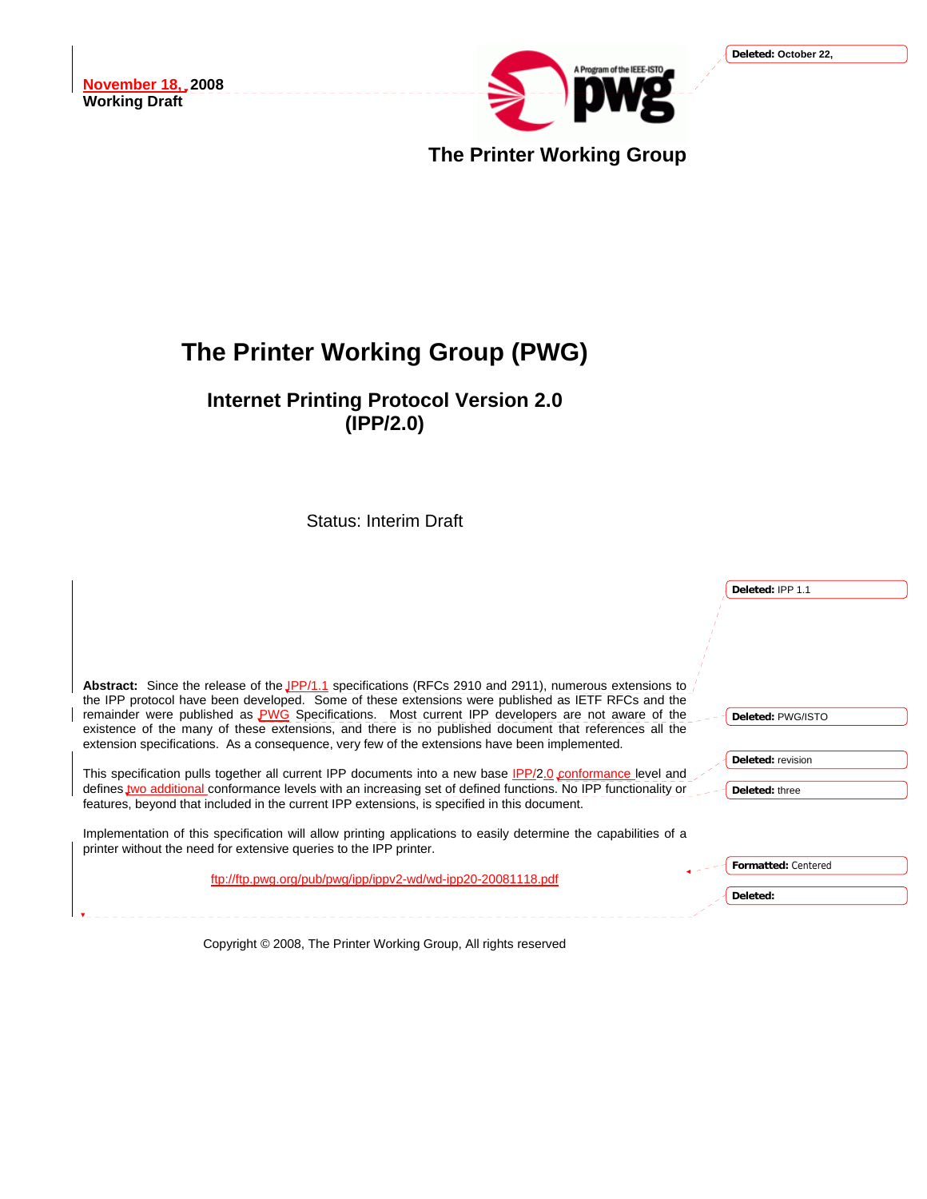November 18, 2008
**Working Draft**

**The Printer Working Group**

# The Printer Working Group (PWG)

## Internet Printing Protocol Version 2.0 (IPP/2.0)

Status: Interim Draft

**Abstract:** Since the release of the IPP/1.1 specifications (RFCs 2910 and 2911), numerous extensions to the IPP protocol have been developed. Some of these extensions were published as IETF RFCs and the remainder were published as PWG Specifications. Most current IPP developers are not aware of the existence of the many of these extensions, and there is no published document that references all the extension specifications. As a consequence, very few of the extensions have been implemented.

This specification pulls together all current IPP documents into a new base IPP/2.0 conformance level and defines two additional conformance levels with an increasing set of defined functions. No IPP functionality or features, beyond that included in the current IPP extensions, is specified in this document.

Implementation of this specification will allow printing applications to easily determine the capabilities of a printer without the need for extensive queries to the IPP printer.

ftp://ftp.pwg.org/pub/pwg/ipp/ippv2-wd/wd-ipp20-20081118.pdf

Copyright © 2008, The Printer Working Group, All rights reserved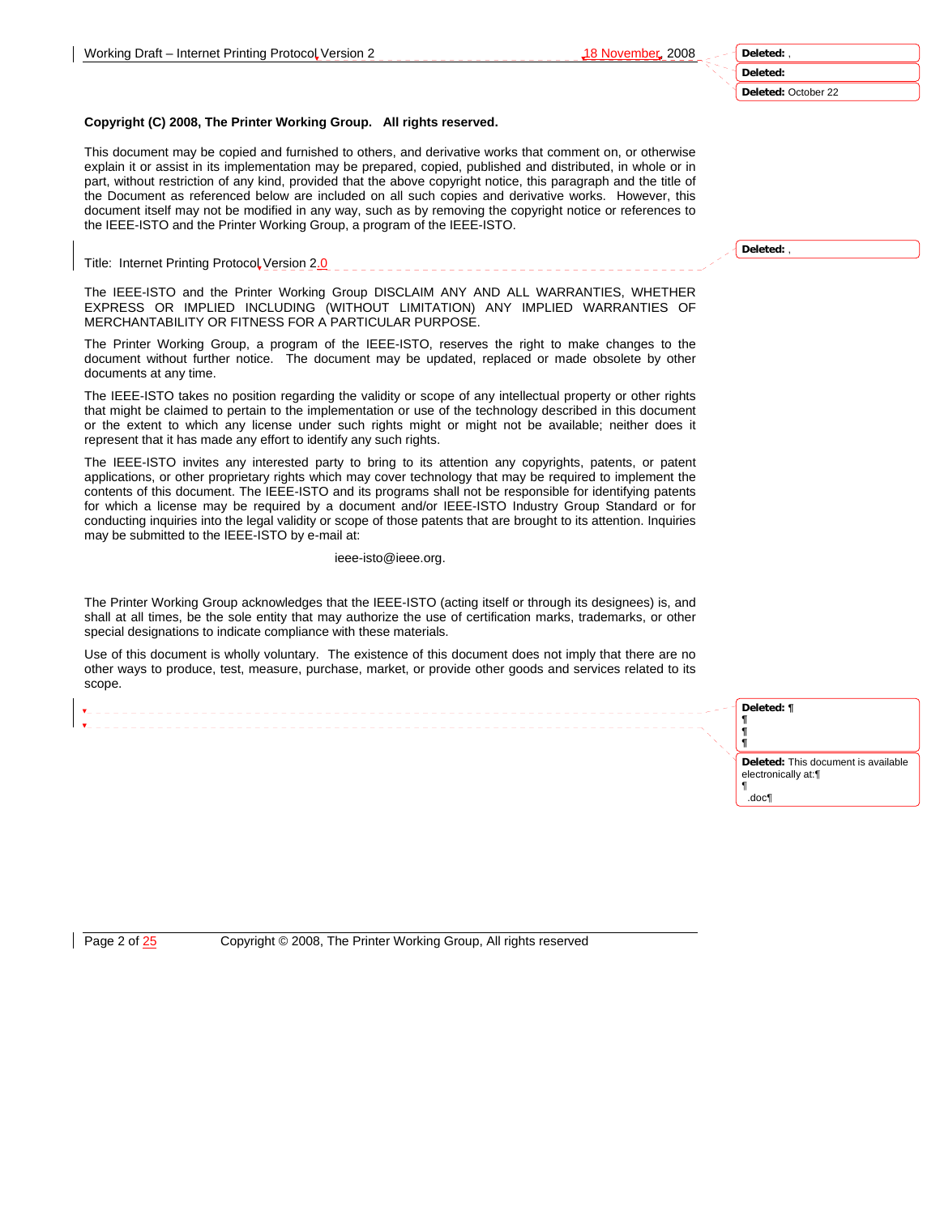**Copyright (C) 2008, The Printer Working Group. All rights reserved.**

This document may be copied and furnished to others, and derivative works that comment on, or otherwise explain it or assist in its implementation may be prepared, copied, published and distributed, in whole or in part, without restriction of any kind, provided that the above copyright notice, this paragraph and the title of the Document as referenced below are included on all such copies and derivative works. However, this document itself may not be modified in any way, such as by removing the copyright notice or references to the IEEE-ISTO and the Printer Working Group, a program of the IEEE-ISTO.

Title: Internet Printing Protocol Version 2.0

The IEEE-ISTO and the Printer Working Group DISCLAIM ANY AND ALL WARRANTIES, WHETHER EXPRESS OR IMPLIED INCLUDING (WITHOUT LIMITATION) ANY IMPLIED WARRANTIES OF MERCHANTABILITY OR FITNESS FOR A PARTICULAR PURPOSE.

The Printer Working Group, a program of the IEEE-ISTO, reserves the right to make changes to the document without further notice. The document may be updated, replaced or made obsolete by other documents at any time.

The IEEE-ISTO takes no position regarding the validity or scope of any intellectual property or other rights that might be claimed to pertain to the implementation or use of the technology described in this document or the extent to which any license under such rights might or might not be available; neither does it represent that it has made any effort to identify any such rights.

The IEEE-ISTO invites any interested party to bring to its attention any copyrights, patents, or patent applications, or other proprietary rights which may cover technology that may be required to implement the contents of this document. The IEEE-ISTO and its programs shall not be responsible for identifying patents for which a license may be required by a document and/or IEEE-ISTO Industry Group Standard or for conducting inquiries into the legal validity or scope of those patents that are brought to its attention. Inquiries may be submitted to the IEEE-ISTO by e-mail at:

ieee-isto@ieee.org.

The Printer Working Group acknowledges that the IEEE-ISTO (acting itself or through its designees) is, and shall at all times, be the sole entity that may authorize the use of certification marks, trademarks, or other special designations to indicate compliance with these materials.

Use of this document is wholly voluntary. The existence of this document does not imply that there are no other ways to produce, test, measure, purchase, market, or provide other goods and services related to its scope.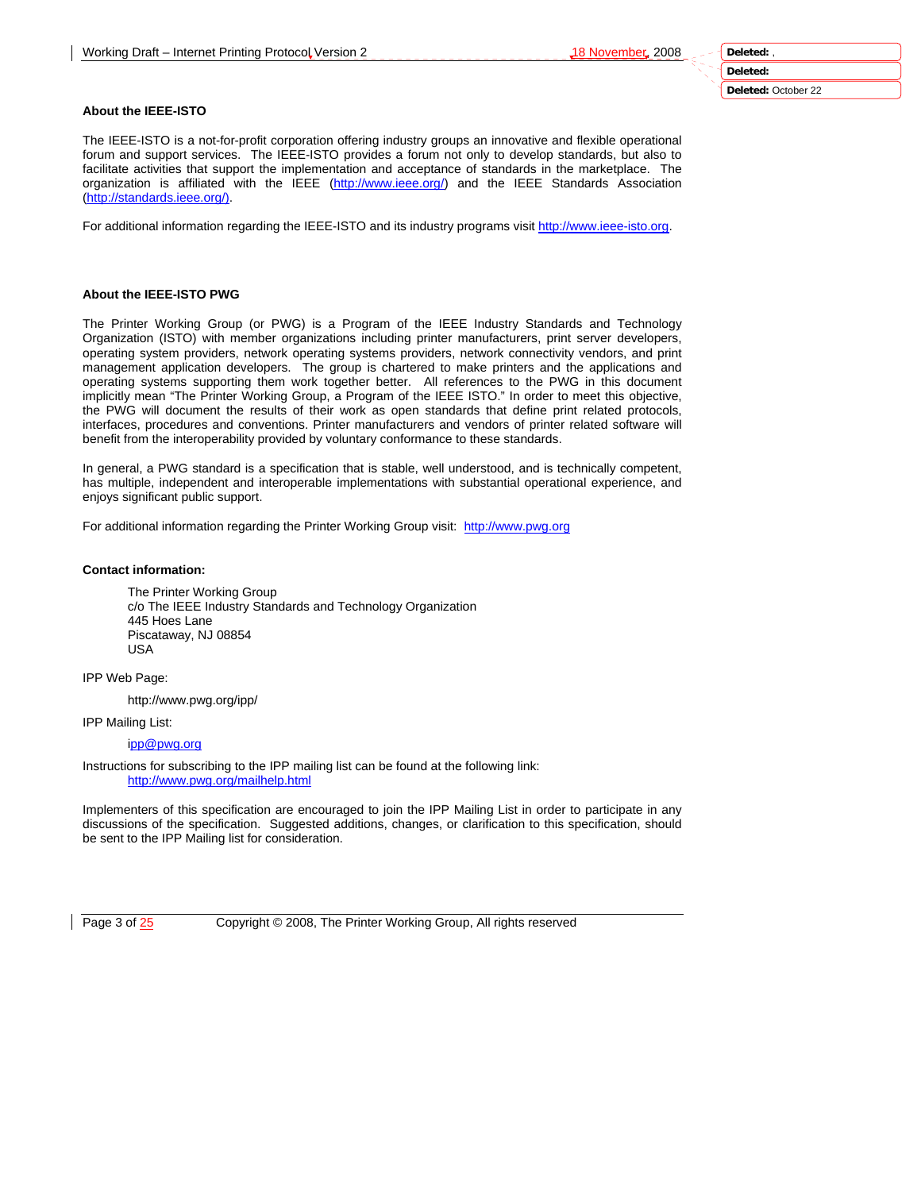**About the IEEE-ISTO**

The IEEE-ISTO is a not-for-profit corporation offering industry groups an innovative and flexible operational forum and support services. The IEEE-ISTO provides a forum not only to develop standards, but also to facilitate activities that support the implementation and acceptance of standards in the marketplace. The organization is affiliated with the IEEE (http://www.ieee.org/) and the IEEE Standards Association (http://standards.ieee.org/).

For additional information regarding the IEEE-ISTO and its industry programs visit http://www.ieee-isto.org.

**About the IEEE-ISTO PWG**

The Printer Working Group (or PWG) is a Program of the IEEE Industry Standards and Technology Organization (ISTO) with member organizations including printer manufacturers, print server developers, operating system providers, network operating systems providers, network connectivity vendors, and print management application developers. The group is chartered to make printers and the applications and operating systems supporting them work together better. All references to the PWG in this document implicitly mean "The Printer Working Group, a Program of the IEEE ISTO." In order to meet this objective, the PWG will document the results of their work as open standards that define print related protocols, interfaces, procedures and conventions. Printer manufacturers and vendors of printer related software will benefit from the interoperability provided by voluntary conformance to these standards.

In general, a PWG standard is a specification that is stable, well understood, and is technically competent, has multiple, independent and interoperable implementations with substantial operational experience, and enjoys significant public support.

For additional information regarding the Printer Working Group visit: http://www.pwg.org

**Contact information:**

The Printer Working Group
c/o The IEEE Industry Standards and Technology Organization
445 Hoes Lane
Piscataway, NJ 08854
USA

IPP Web Page:

http://www.pwg.org/ipp/

IPP Mailing List:

ipp@pwg.org

Instructions for subscribing to the IPP mailing list can be found at the following link:
http://www.pwg.org/mailhelp.html

Implementers of this specification are encouraged to join the IPP Mailing List in order to participate in any discussions of the specification. Suggested additions, changes, or clarification to this specification, should be sent to the IPP Mailing list for consideration.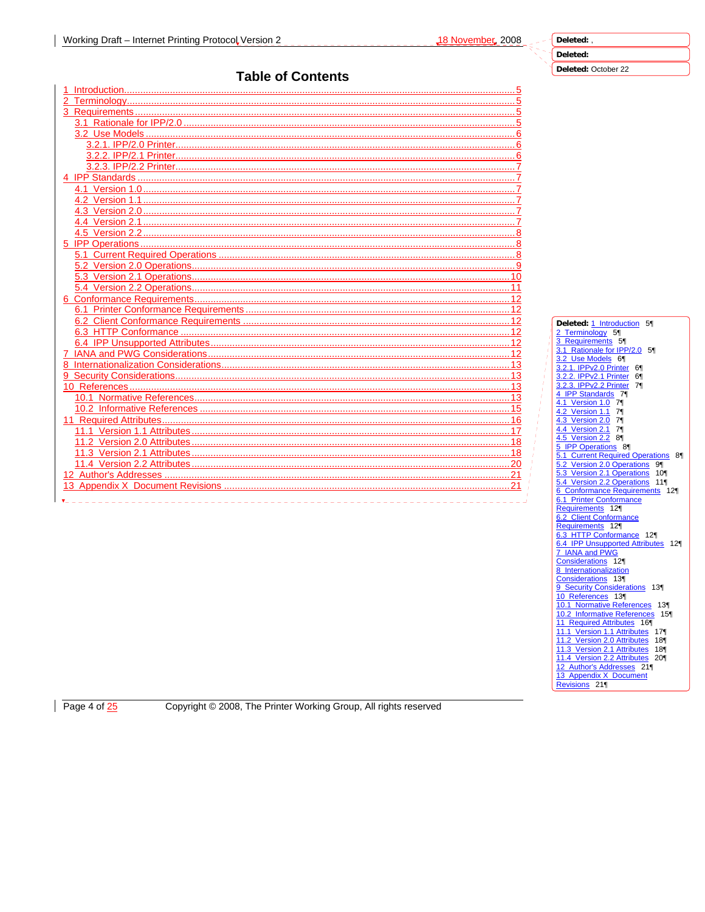# Table of Contents

1 Introduction....................5
2 Terminology....................5
3 Requirements....................5
  3.1 Rationale for IPP/2.0....................5
  3.2 Use Models....................6
    3.2.1. IPP/2.0 Printer....................6
    3.2.2. IPP/2.1 Printer....................6
    3.2.3. IPP/2.2 Printer....................7
4 IPP Standards....................7
  4.1 Version 1.0....................7
  4.2 Version 1.1....................7
  4.3 Version 2.0....................7
  4.4 Version 2.1....................7
  4.5 Version 2.2....................8
5 IPP Operations....................8
  5.1 Current Required Operations....................8
  5.2 Version 2.0 Operations....................9
  5.3 Version 2.1 Operations....................10
  5.4 Version 2.2 Operations....................11
6 Conformance Requirements....................12
  6.1 Printer Conformance Requirements....................12
  6.2 Client Conformance Requirements....................12
  6.3 HTTP Conformance....................12
  6.4 IPP Unsupported Attributes....................12
7 IANA and PWG Considerations....................12
8 Internationalization Considerations....................13
9 Security Considerations....................13
10 References....................13
  10.1 Normative References....................13
  10.2 Informative References....................15
11 Required Attributes....................16
  11.1 Version 1.1 Attributes....................17
  11.2 Version 2.0 Attributes....................18
  11.3 Version 2.1 Attributes....................18
  11.4 Version 2.2 Attributes....................20
12 Author's Addresses....................21
13 Appendix X Document Revisions....................21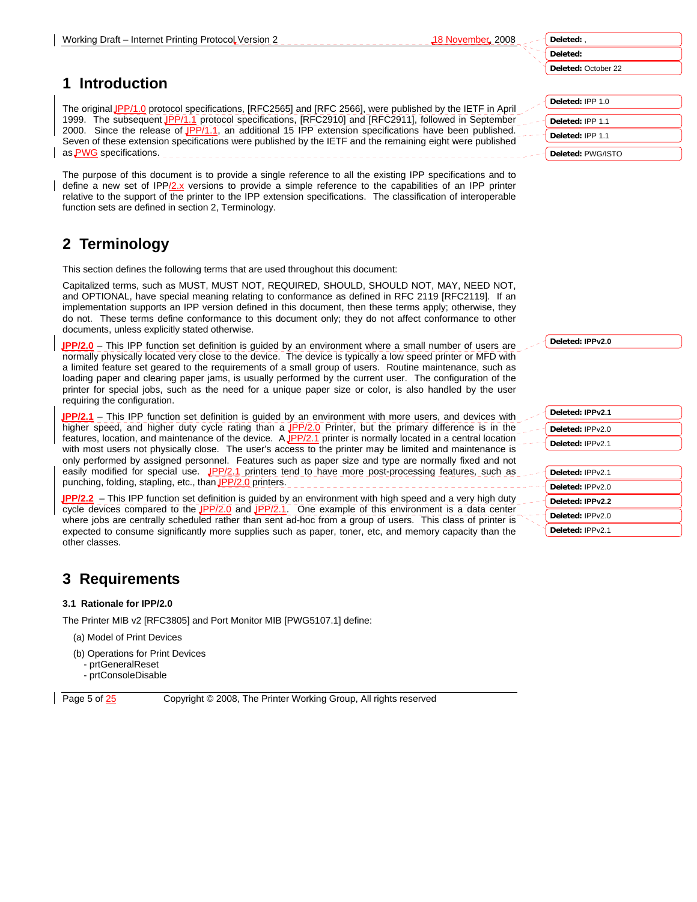# 1 Introduction

The original IPP/1.0 protocol specifications, [RFC2565] and [RFC 2566], were published by the IETF in April 1999. The subsequent IPP/1.1 protocol specifications, [RFC2910] and [RFC2911], followed in September 2000. Since the release of IPP/1.1, an additional 15 IPP extension specifications have been published. Seven of these extension specifications were published by the IETF and the remaining eight were published as PWG specifications.

The purpose of this document is to provide a single reference to all the existing IPP specifications and to define a new set of IPP/2.x versions to provide a simple reference to the capabilities of an IPP printer relative to the support of the printer to the IPP extension specifications. The classification of interoperable function sets are defined in section 2, Terminology.

# 2 Terminology

This section defines the following terms that are used throughout this document:

Capitalized terms, such as MUST, MUST NOT, REQUIRED, SHOULD, SHOULD NOT, MAY, NEED NOT, and OPTIONAL, have special meaning relating to conformance as defined in RFC 2119 [RFC2119]. If an implementation supports an IPP version defined in this document, then these terms apply; otherwise, they do not. These terms define conformance to this document only; they do not affect conformance to other documents, unless explicitly stated otherwise.

**IPP/2.0** – This IPP function set definition is guided by an environment where a small number of users are normally physically located very close to the device. The device is typically a low speed printer or MFD with a limited feature set geared to the requirements of a small group of users. Routine maintenance, such as loading paper and clearing paper jams, is usually performed by the current user. The configuration of the printer for special jobs, such as the need for a unique paper size or color, is also handled by the user requiring the configuration.

**IPP/2.1** – This IPP function set definition is guided by an environment with more users, and devices with higher speed, and higher duty cycle rating than a IPP/2.0 Printer, but the primary difference is in the features, location, and maintenance of the device. A IPP/2.1 printer is normally located in a central location with most users not physically close. The user's access to the printer may be limited and maintenance is only performed by assigned personnel. Features such as paper size and type are normally fixed and not easily modified for special use. IPP/2.1 printers tend to have more post-processing features, such as punching, folding, stapling, etc., than IPP/2.0 printers.

**IPP/2.2** – This IPP function set definition is guided by an environment with high speed and a very high duty cycle devices compared to the IPP/2.0 and IPP/2.1. One example of this environment is a data center where jobs are centrally scheduled rather than sent ad-hoc from a group of users. This class of printer is expected to consume significantly more supplies such as paper, toner, etc, and memory capacity than the other classes.

# 3 Requirements

## 3.1 Rationale for IPP/2.0

The Printer MIB v2 [RFC3805] and Port Monitor MIB [PWG5107.1] define:

(a) Model of Print Devices

(b) Operations for Print Devices
- prtGeneralReset
- prtConsoleDisable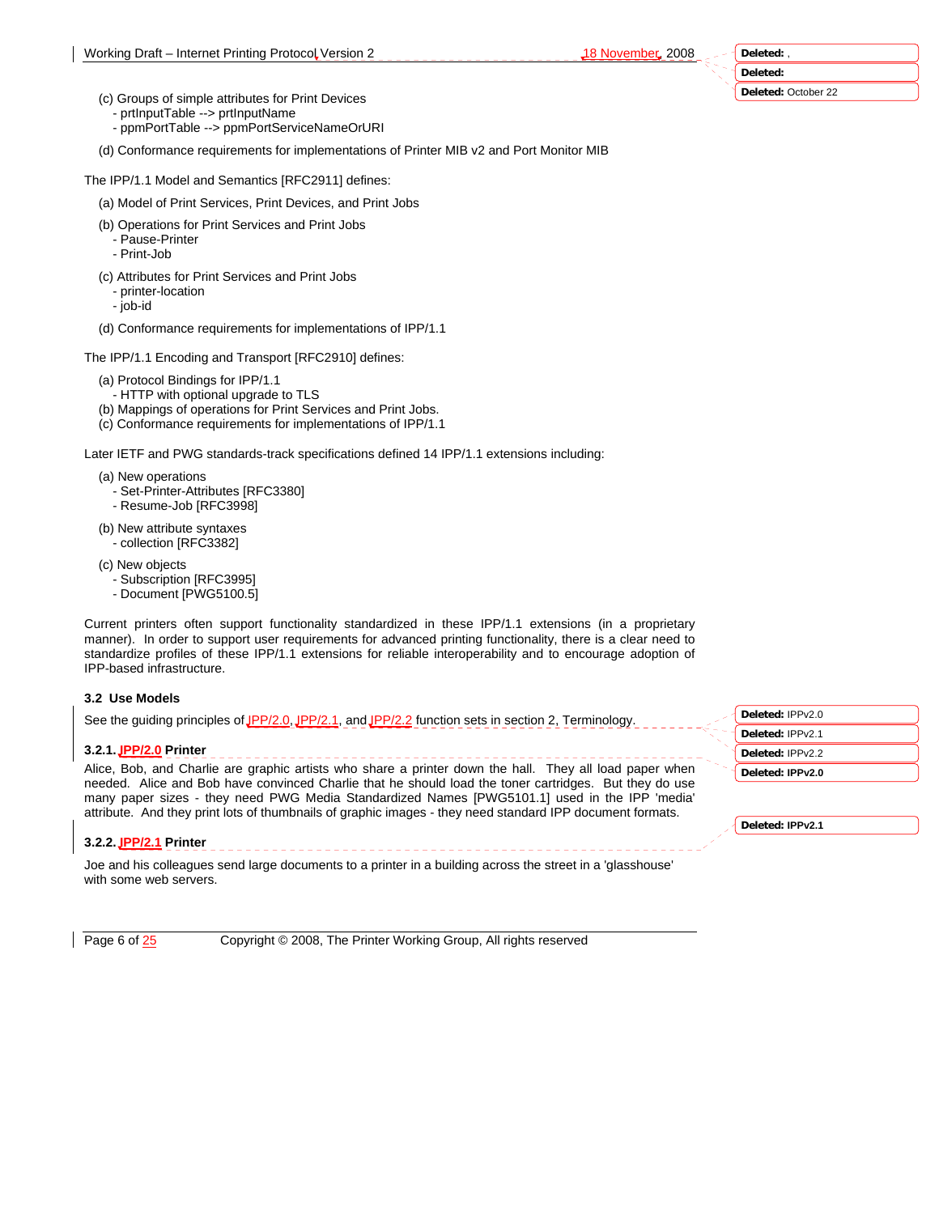(c) Groups of simple attributes for Print Devices
- prtInputTable --> prtInputName
- ppmPortTable --> ppmPortServiceNameOrURI

(d) Conformance requirements for implementations of Printer MIB v2 and Port Monitor MIB

The IPP/1.1 Model and Semantics [RFC2911] defines:

(a) Model of Print Services, Print Devices, and Print Jobs

(b) Operations for Print Services and Print Jobs
- Pause-Printer
- Print-Job

(c) Attributes for Print Services and Print Jobs
- printer-location
- job-id

(d) Conformance requirements for implementations of IPP/1.1

The IPP/1.1 Encoding and Transport [RFC2910] defines:

(a) Protocol Bindings for IPP/1.1
- HTTP with optional upgrade to TLS

(b) Mappings of operations for Print Services and Print Jobs.

(c) Conformance requirements for implementations of IPP/1.1

Later IETF and PWG standards-track specifications defined 14 IPP/1.1 extensions including:

(a) New operations
- Set-Printer-Attributes [RFC3380]
- Resume-Job [RFC3998]

(b) New attribute syntaxes
- collection [RFC3382]

(c) New objects
- Subscription [RFC3995]
- Document [PWG5100.5]

Current printers often support functionality standardized in these IPP/1.1 extensions (in a proprietary manner). In order to support user requirements for advanced printing functionality, there is a clear need to standardize profiles of these IPP/1.1 extensions for reliable interoperability and to encourage adoption of IPP-based infrastructure.

### 3.2 Use Models

See the guiding principles of IPP/2.0, IPP/2.1, and IPP/2.2 function sets in section 2, Terminology.

#### 3.2.1. IPP/2.0 Printer

Alice, Bob, and Charlie are graphic artists who share a printer down the hall. They all load paper when needed. Alice and Bob have convinced Charlie that he should load the toner cartridges. But they do use many paper sizes - they need PWG Media Standardized Names [PWG5101.1] used in the IPP 'media' attribute. And they print lots of thumbnails of graphic images - they need standard IPP document formats.

#### 3.2.2. IPP/2.1 Printer

Joe and his colleagues send large documents to a printer in a building across the street in a 'glasshouse' with some web servers.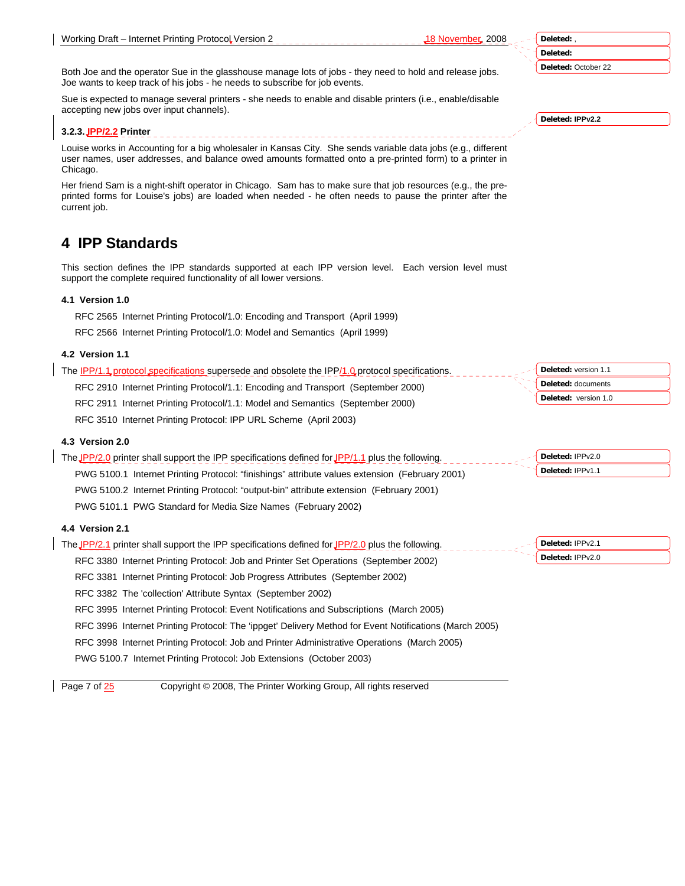Both Joe and the operator Sue in the glasshouse manage lots of jobs - they need to hold and release jobs. Joe wants to keep track of his jobs - he needs to subscribe for job events.

Sue is expected to manage several printers - she needs to enable and disable printers (i.e., enable/disable accepting new jobs over input channels).

### 3.2.3. IPP/2.2 Printer

Louise works in Accounting for a big wholesaler in Kansas City. She sends variable data jobs (e.g., different user names, user addresses, and balance owed amounts formatted onto a pre-printed form) to a printer in Chicago.

Her friend Sam is a night-shift operator in Chicago. Sam has to make sure that job resources (e.g., the pre-printed forms for Louise's jobs) are loaded when needed - he often needs to pause the printer after the current job.

# 4 IPP Standards

This section defines the IPP standards supported at each IPP version level. Each version level must support the complete required functionality of all lower versions.

### 4.1 Version 1.0

RFC 2565 Internet Printing Protocol/1.0: Encoding and Transport (April 1999)

RFC 2566 Internet Printing Protocol/1.0: Model and Semantics (April 1999)

### 4.2 Version 1.1

The IPP/1.1 protocol specifications supersede and obsolete the IPP/1.0 protocol specifications.

RFC 2910 Internet Printing Protocol/1.1: Encoding and Transport (September 2000)

RFC 2911 Internet Printing Protocol/1.1: Model and Semantics (September 2000)

RFC 3510 Internet Printing Protocol: IPP URL Scheme (April 2003)

### 4.3 Version 2.0

The IPP/2.0 printer shall support the IPP specifications defined for IPP/1.1 plus the following.

PWG 5100.1 Internet Printing Protocol: "finishings" attribute values extension (February 2001)

PWG 5100.2 Internet Printing Protocol: "output-bin" attribute extension (February 2001)

PWG 5101.1 PWG Standard for Media Size Names (February 2002)

### 4.4 Version 2.1

The IPP/2.1 printer shall support the IPP specifications defined for IPP/2.0 plus the following.

RFC 3380 Internet Printing Protocol: Job and Printer Set Operations (September 2002)

RFC 3381 Internet Printing Protocol: Job Progress Attributes (September 2002)

RFC 3382 The 'collection' Attribute Syntax (September 2002)

RFC 3995 Internet Printing Protocol: Event Notifications and Subscriptions (March 2005)

RFC 3996 Internet Printing Protocol: The 'ippget' Delivery Method for Event Notifications (March 2005)

RFC 3998 Internet Printing Protocol: Job and Printer Administrative Operations (March 2005)

PWG 5100.7 Internet Printing Protocol: Job Extensions (October 2003)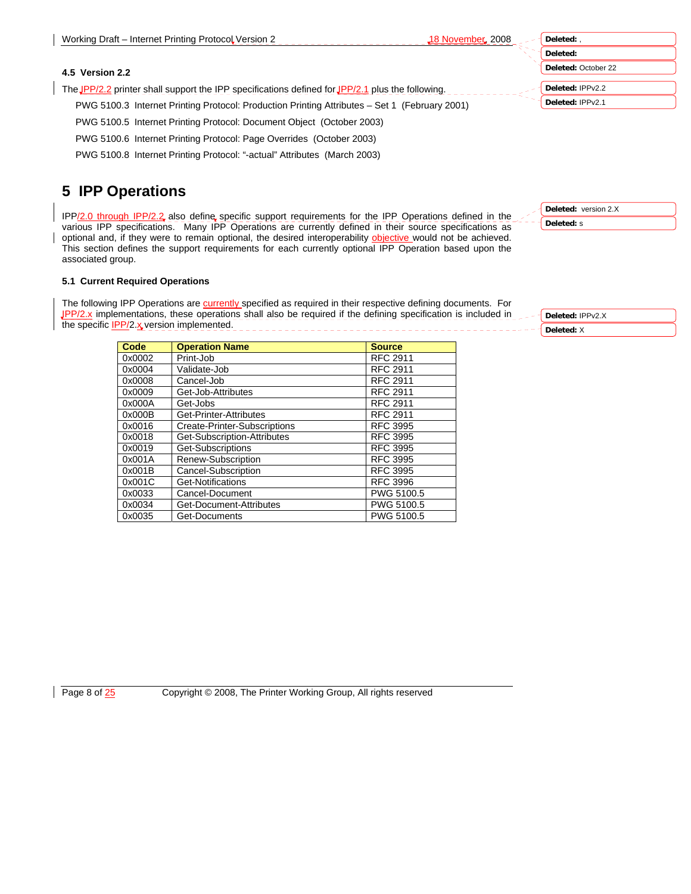### 4.5 Version 2.2

The IPP/2.2 printer shall support the IPP specifications defined for IPP/2.1 plus the following.

PWG 5100.3 Internet Printing Protocol: Production Printing Attributes – Set 1 (February 2001)

PWG 5100.5 Internet Printing Protocol: Document Object (October 2003)

PWG 5100.6 Internet Printing Protocol: Page Overrides (October 2003)

PWG 5100.8 Internet Printing Protocol: "-actual" Attributes (March 2003)

# 5 IPP Operations

IPP/2.0 through IPP/2.2 also define specific support requirements for the IPP Operations defined in the various IPP specifications. Many IPP Operations are currently defined in their source specifications as optional and, if they were to remain optional, the desired interoperability objective would not be achieved. This section defines the support requirements for each currently optional IPP Operation based upon the associated group.

## 5.1 Current Required Operations

The following IPP Operations are currently specified as required in their respective defining documents. For IPP/2.x implementations, these operations shall also be required if the defining specification is included in the specific IPP/2.x version implemented.

| Code | Operation Name | Source |
|---|---|---|
| 0x0002 | Print-Job | RFC 2911 |
| 0x0004 | Validate-Job | RFC 2911 |
| 0x0008 | Cancel-Job | RFC 2911 |
| 0x0009 | Get-Job-Attributes | RFC 2911 |
| 0x000A | Get-Jobs | RFC 2911 |
| 0x000B | Get-Printer-Attributes | RFC 2911 |
| 0x0016 | Create-Printer-Subscriptions | RFC 3995 |
| 0x0018 | Get-Subscription-Attributes | RFC 3995 |
| 0x0019 | Get-Subscriptions | RFC 3995 |
| 0x001A | Renew-Subscription | RFC 3995 |
| 0x001B | Cancel-Subscription | RFC 3995 |
| 0x001C | Get-Notifications | RFC 3996 |
| 0x0033 | Cancel-Document | PWG 5100.5 |
| 0x0034 | Get-Document-Attributes | PWG 5100.5 |
| 0x0035 | Get-Documents | PWG 5100.5 |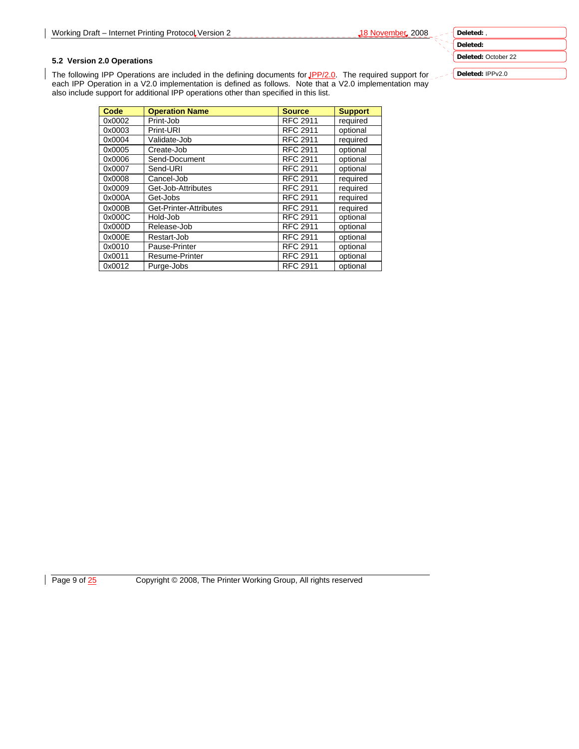## 5.2 Version 2.0 Operations

The following IPP Operations are included in the defining documents for IPP/2.0. The required support for each IPP Operation in a V2.0 implementation is defined as follows. Note that a V2.0 implementation may also include support for additional IPP operations other than specified in this list.

| Code | Operation Name | Source | Support |
|---|---|---|---|
| 0x0002 | Print-Job | RFC 2911 | required |
| 0x0003 | Print-URI | RFC 2911 | optional |
| 0x0004 | Validate-Job | RFC 2911 | required |
| 0x0005 | Create-Job | RFC 2911 | optional |
| 0x0006 | Send-Document | RFC 2911 | optional |
| 0x0007 | Send-URI | RFC 2911 | optional |
| 0x0008 | Cancel-Job | RFC 2911 | required |
| 0x0009 | Get-Job-Attributes | RFC 2911 | required |
| 0x000A | Get-Jobs | RFC 2911 | required |
| 0x000B | Get-Printer-Attributes | RFC 2911 | required |
| 0x000C | Hold-Job | RFC 2911 | optional |
| 0x000D | Release-Job | RFC 2911 | optional |
| 0x000E | Restart-Job | RFC 2911 | optional |
| 0x0010 | Pause-Printer | RFC 2911 | optional |
| 0x0011 | Resume-Printer | RFC 2911 | optional |
| 0x0012 | Purge-Jobs | RFC 2911 | optional |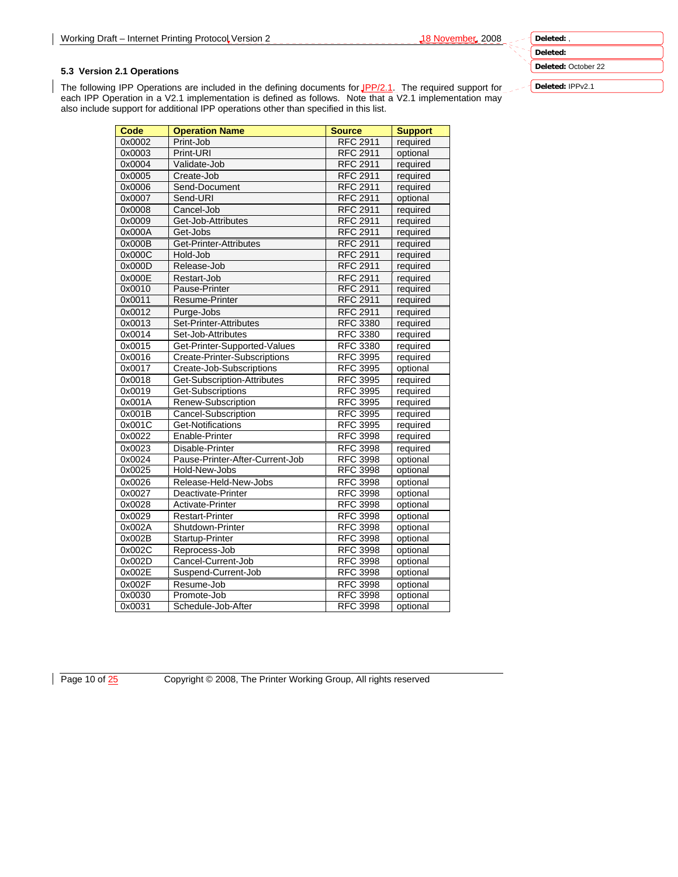### 5.3 Version 2.1 Operations

The following IPP Operations are included in the defining documents for IPP/2.1. The required support for each IPP Operation in a V2.1 implementation is defined as follows. Note that a V2.1 implementation may also include support for additional IPP operations other than specified in this list.

| Code | Operation Name | Source | Support |
|---|---|---|---|
| 0x0002 | Print-Job | RFC 2911 | required |
| 0x0003 | Print-URI | RFC 2911 | optional |
| 0x0004 | Validate-Job | RFC 2911 | required |
| 0x0005 | Create-Job | RFC 2911 | required |
| 0x0006 | Send-Document | RFC 2911 | required |
| 0x0007 | Send-URI | RFC 2911 | optional |
| 0x0008 | Cancel-Job | RFC 2911 | required |
| 0x0009 | Get-Job-Attributes | RFC 2911 | required |
| 0x000A | Get-Jobs | RFC 2911 | required |
| 0x000B | Get-Printer-Attributes | RFC 2911 | required |
| 0x000C | Hold-Job | RFC 2911 | required |
| 0x000D | Release-Job | RFC 2911 | required |
| 0x000E | Restart-Job | RFC 2911 | required |
| 0x0010 | Pause-Printer | RFC 2911 | required |
| 0x0011 | Resume-Printer | RFC 2911 | required |
| 0x0012 | Purge-Jobs | RFC 2911 | required |
| 0x0013 | Set-Printer-Attributes | RFC 3380 | required |
| 0x0014 | Set-Job-Attributes | RFC 3380 | required |
| 0x0015 | Get-Printer-Supported-Values | RFC 3380 | required |
| 0x0016 | Create-Printer-Subscriptions | RFC 3995 | required |
| 0x0017 | Create-Job-Subscriptions | RFC 3995 | optional |
| 0x0018 | Get-Subscription-Attributes | RFC 3995 | required |
| 0x0019 | Get-Subscriptions | RFC 3995 | required |
| 0x001A | Renew-Subscription | RFC 3995 | required |
| 0x001B | Cancel-Subscription | RFC 3995 | required |
| 0x001C | Get-Notifications | RFC 3995 | required |
| 0x0022 | Enable-Printer | RFC 3998 | required |
| 0x0023 | Disable-Printer | RFC 3998 | required |
| 0x0024 | Pause-Printer-After-Current-Job | RFC 3998 | optional |
| 0x0025 | Hold-New-Jobs | RFC 3998 | optional |
| 0x0026 | Release-Held-New-Jobs | RFC 3998 | optional |
| 0x0027 | Deactivate-Printer | RFC 3998 | optional |
| 0x0028 | Activate-Printer | RFC 3998 | optional |
| 0x0029 | Restart-Printer | RFC 3998 | optional |
| 0x002A | Shutdown-Printer | RFC 3998 | optional |
| 0x002B | Startup-Printer | RFC 3998 | optional |
| 0x002C | Reprocess-Job | RFC 3998 | optional |
| 0x002D | Cancel-Current-Job | RFC 3998 | optional |
| 0x002E | Suspend-Current-Job | RFC 3998 | optional |
| 0x002F | Resume-Job | RFC 3998 | optional |
| 0x0030 | Promote-Job | RFC 3998 | optional |
| 0x0031 | Schedule-Job-After | RFC 3998 | optional |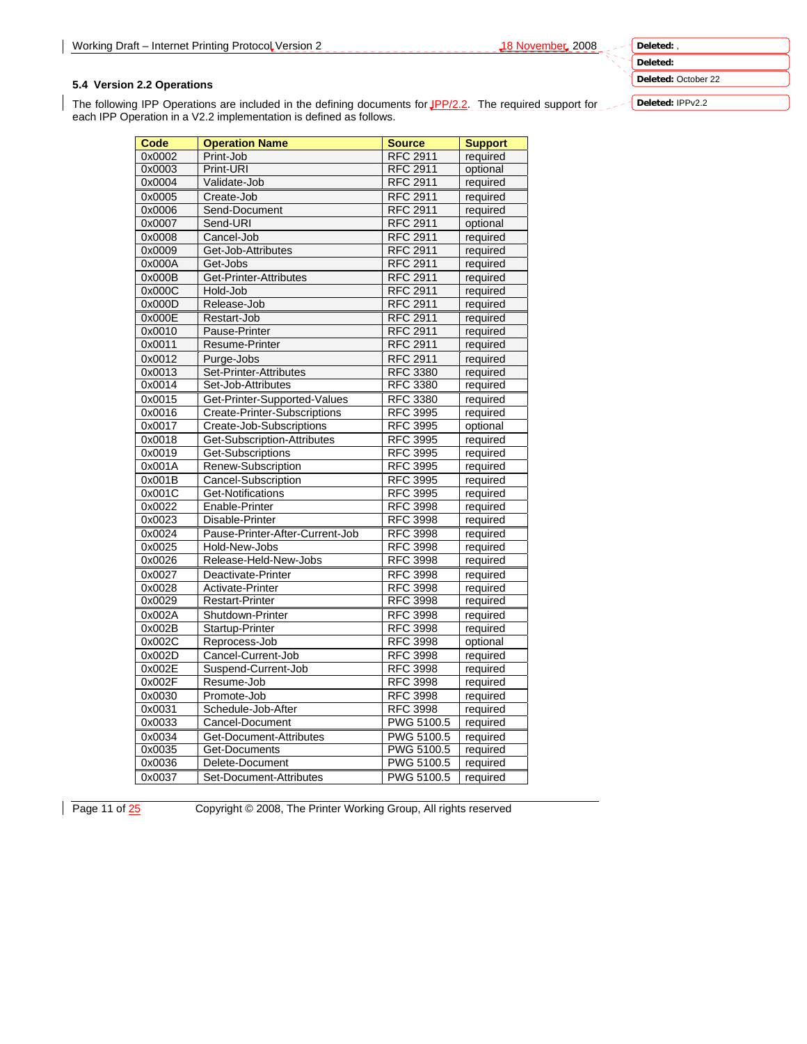### 5.4 Version 2.2 Operations

The following IPP Operations are included in the defining documents for IPP/2.2. The required support for each IPP Operation in a V2.2 implementation is defined as follows.

| Code | Operation Name | Source | Support |
|---|---|---|---|
| 0x0002 | Print-Job | RFC 2911 | required |
| 0x0003 | Print-URI | RFC 2911 | optional |
| 0x0004 | Validate-Job | RFC 2911 | required |
| 0x0005 | Create-Job | RFC 2911 | required |
| 0x0006 | Send-Document | RFC 2911 | required |
| 0x0007 | Send-URI | RFC 2911 | optional |
| 0x0008 | Cancel-Job | RFC 2911 | required |
| 0x0009 | Get-Job-Attributes | RFC 2911 | required |
| 0x000A | Get-Jobs | RFC 2911 | required |
| 0x000B | Get-Printer-Attributes | RFC 2911 | required |
| 0x000C | Hold-Job | RFC 2911 | required |
| 0x000D | Release-Job | RFC 2911 | required |
| 0x000E | Restart-Job | RFC 2911 | required |
| 0x0010 | Pause-Printer | RFC 2911 | required |
| 0x0011 | Resume-Printer | RFC 2911 | required |
| 0x0012 | Purge-Jobs | RFC 2911 | required |
| 0x0013 | Set-Printer-Attributes | RFC 3380 | required |
| 0x0014 | Set-Job-Attributes | RFC 3380 | required |
| 0x0015 | Get-Printer-Supported-Values | RFC 3380 | required |
| 0x0016 | Create-Printer-Subscriptions | RFC 3995 | required |
| 0x0017 | Create-Job-Subscriptions | RFC 3995 | optional |
| 0x0018 | Get-Subscription-Attributes | RFC 3995 | required |
| 0x0019 | Get-Subscriptions | RFC 3995 | required |
| 0x001A | Renew-Subscription | RFC 3995 | required |
| 0x001B | Cancel-Subscription | RFC 3995 | required |
| 0x001C | Get-Notifications | RFC 3995 | required |
| 0x0022 | Enable-Printer | RFC 3998 | required |
| 0x0023 | Disable-Printer | RFC 3998 | required |
| 0x0024 | Pause-Printer-After-Current-Job | RFC 3998 | required |
| 0x0025 | Hold-New-Jobs | RFC 3998 | required |
| 0x0026 | Release-Held-New-Jobs | RFC 3998 | required |
| 0x0027 | Deactivate-Printer | RFC 3998 | required |
| 0x0028 | Activate-Printer | RFC 3998 | required |
| 0x0029 | Restart-Printer | RFC 3998 | required |
| 0x002A | Shutdown-Printer | RFC 3998 | required |
| 0x002B | Startup-Printer | RFC 3998 | required |
| 0x002C | Reprocess-Job | RFC 3998 | optional |
| 0x002D | Cancel-Current-Job | RFC 3998 | required |
| 0x002E | Suspend-Current-Job | RFC 3998 | required |
| 0x002F | Resume-Job | RFC 3998 | required |
| 0x0030 | Promote-Job | RFC 3998 | required |
| 0x0031 | Schedule-Job-After | RFC 3998 | required |
| 0x0033 | Cancel-Document | PWG 5100.5 | required |
| 0x0034 | Get-Document-Attributes | PWG 5100.5 | required |
| 0x0035 | Get-Documents | PWG 5100.5 | required |
| 0x0036 | Delete-Document | PWG 5100.5 | required |
| 0x0037 | Set-Document-Attributes | PWG 5100.5 | required |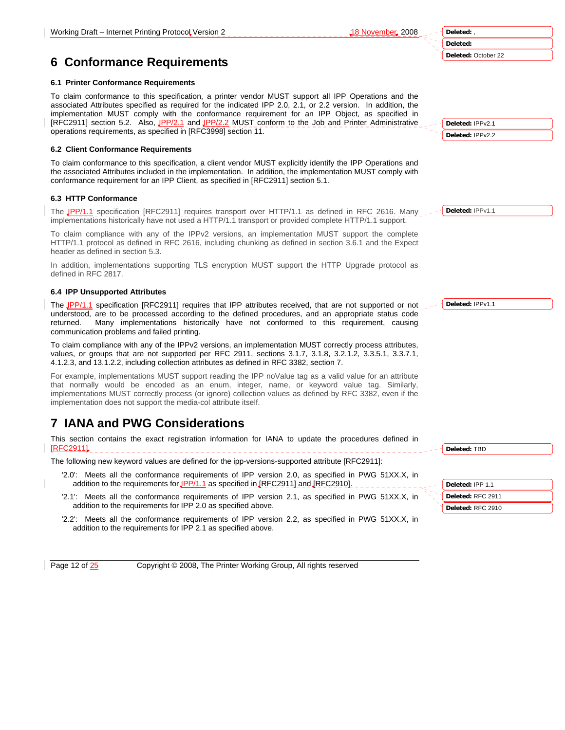# 6 Conformance Requirements

### 6.1 Printer Conformance Requirements

To claim conformance to this specification, a printer vendor MUST support all IPP Operations and the associated Attributes specified as required for the indicated IPP 2.0, 2.1, or 2.2 version. In addition, the implementation MUST comply with the conformance requirement for an IPP Object, as specified in [RFC2911] section 5.2. Also, IPP/2.1 and IPP/2.2 MUST conform to the Job and Printer Administrative operations requirements, as specified in [RFC3998] section 11.

### 6.2 Client Conformance Requirements

To claim conformance to this specification, a client vendor MUST explicitly identify the IPP Operations and the associated Attributes included in the implementation. In addition, the implementation MUST comply with conformance requirement for an IPP Client, as specified in [RFC2911] section 5.1.

### 6.3 HTTP Conformance

The IPP/1.1 specification [RFC2911] requires transport over HTTP/1.1 as defined in RFC 2616. Many implementations historically have not used a HTTP/1.1 transport or provided complete HTTP/1.1 support.

To claim compliance with any of the IPPv2 versions, an implementation MUST support the complete HTTP/1.1 protocol as defined in RFC 2616, including chunking as defined in section 3.6.1 and the Expect header as defined in section 5.3.

In addition, implementations supporting TLS encryption MUST support the HTTP Upgrade protocol as defined in RFC 2817.

### 6.4 IPP Unsupported Attributes

The IPP/1.1 specification [RFC2911] requires that IPP attributes received, that are not supported or not understood, are to be processed according to the defined procedures, and an appropriate status code returned. Many implementations historically have not conformed to this requirement, causing communication problems and failed printing.

To claim compliance with any of the IPPv2 versions, an implementation MUST correctly process attributes, values, or groups that are not supported per RFC 2911, sections 3.1.7, 3.1.8, 3.2.1.2, 3.3.5.1, 3.3.7.1, 4.1.2.3, and 13.1.2.2, including collection attributes as defined in RFC 3382, section 7.

For example, implementations MUST support reading the IPP noValue tag as a valid value for an attribute that normally would be encoded as an enum, integer, name, or keyword value tag. Similarly, implementations MUST correctly process (or ignore) collection values as defined by RFC 3382, even if the implementation does not support the media-col attribute itself.

# 7 IANA and PWG Considerations

This section contains the exact registration information for IANA to update the procedures defined in [RFC2911].

The following new keyword values are defined for the ipp-versions-supported attribute [RFC2911]:

- '2.0': Meets all the conformance requirements of IPP version 2.0, as specified in PWG 51XX.X, in addition to the requirements for IPP/1.1 as specified in [RFC2911] and [RFC2910].
- '2.1': Meets all the conformance requirements of IPP version 2.1, as specified in PWG 51XX.X, in addition to the requirements for IPP 2.0 as specified above.
- '2.2': Meets all the conformance requirements of IPP version 2.2, as specified in PWG 51XX.X, in addition to the requirements for IPP 2.1 as specified above.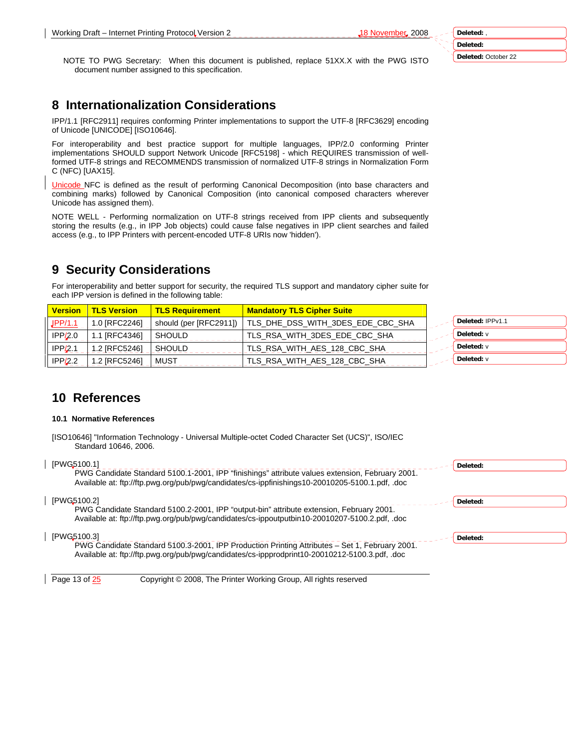NOTE TO PWG Secretary: When this document is published, replace 51XX.X with the PWG ISTO document number assigned to this specification.

# 8 Internationalization Considerations

IPP/1.1 [RFC2911] requires conforming Printer implementations to support the UTF-8 [RFC3629] encoding of Unicode [UNICODE] [ISO10646].

For interoperability and best practice support for multiple languages, IPP/2.0 conforming Printer implementations SHOULD support Network Unicode [RFC5198] - which REQUIRES transmission of well-formed UTF-8 strings and RECOMMENDS transmission of normalized UTF-8 strings in Normalization Form C (NFC) [UAX15].

Unicode NFC is defined as the result of performing Canonical Decomposition (into base characters and combining marks) followed by Canonical Composition (into canonical composed characters wherever Unicode has assigned them).

NOTE WELL - Performing normalization on UTF-8 strings received from IPP clients and subsequently storing the results (e.g., in IPP Job objects) could cause false negatives in IPP client searches and failed access (e.g., to IPP Printers with percent-encoded UTF-8 URIs now 'hidden').

# 9 Security Considerations

For interoperability and better support for security, the required TLS support and mandatory cipher suite for each IPP version is defined in the following table:

| Version | TLS Version | TLS Requirement | Mandatory TLS Cipher Suite |
|---|---|---|---|
| IPP/1.1 | 1.0 [RFC2246] | should (per [RFC2911]) | TLS_DHE_DSS_WITH_3DES_EDE_CBC_SHA |
| IPP/2.0 | 1.1 [RFC4346] | SHOULD | TLS_RSA_WITH_3DES_EDE_CBC_SHA |
| IPP/2.1 | 1.2 [RFC5246] | SHOULD | TLS_RSA_WITH_AES_128_CBC_SHA |
| IPP/2.2 | 1.2 [RFC5246] | MUST | TLS_RSA_WITH_AES_128_CBC_SHA |

# 10 References

## 10.1 Normative References

[ISO10646] "Information Technology - Universal Multiple-octet Coded Character Set (UCS)", ISO/IEC Standard 10646, 2006.

[PWG5100.1]
PWG Candidate Standard 5100.1-2001, IPP "finishings" attribute values extension, February 2001. Available at: ftp://ftp.pwg.org/pub/pwg/candidates/cs-ippfinishings10-20010205-5100.1.pdf, .doc

[PWG5100.2]
PWG Candidate Standard 5100.2-2001, IPP "output-bin" attribute extension, February 2001. Available at: ftp://ftp.pwg.org/pub/pwg/candidates/cs-ippoutputbin10-20010207-5100.2.pdf, .doc

[PWG5100.3]
PWG Candidate Standard 5100.3-2001, IPP Production Printing Attributes – Set 1, February 2001. Available at: ftp://ftp.pwg.org/pub/pwg/candidates/cs-ippprodprint10-20010212-5100.3.pdf, .doc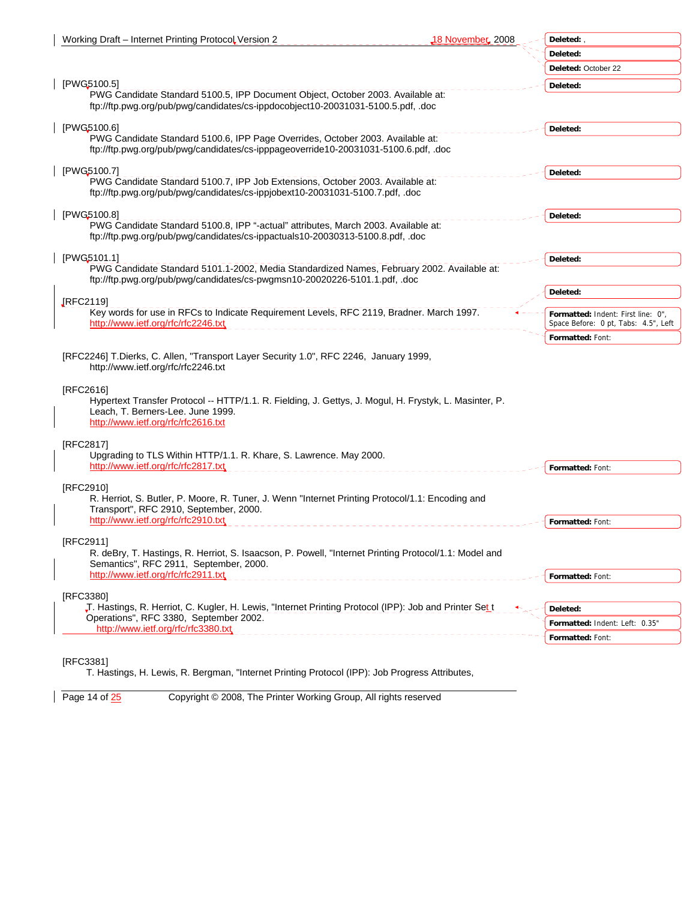[PWG5100.5]
PWG Candidate Standard 5100.5, IPP Document Object, October 2003. Available at: ftp://ftp.pwg.org/pub/pwg/candidates/cs-ippdocobject10-20031031-5100.5.pdf, .doc

[PWG5100.6]
PWG Candidate Standard 5100.6, IPP Page Overrides, October 2003. Available at: ftp://ftp.pwg.org/pub/pwg/candidates/cs-ipppageoverride10-20031031-5100.6.pdf, .doc

[PWG5100.7]
PWG Candidate Standard 5100.7, IPP Job Extensions, October 2003. Available at: ftp://ftp.pwg.org/pub/pwg/candidates/cs-ippjobext10-20031031-5100.7.pdf, .doc

[PWG5100.8]
PWG Candidate Standard 5100.8, IPP "-actual" attributes, March 2003. Available at: ftp://ftp.pwg.org/pub/pwg/candidates/cs-ippactuals10-20030313-5100.8.pdf, .doc

[PWG5101.1]
PWG Candidate Standard 5101.1-2002, Media Standardized Names, February 2002. Available at: ftp://ftp.pwg.org/pub/pwg/candidates/cs-pwgmsn10-20020226-5101.1.pdf, .doc

[RFC2119]
Key words for use in RFCs to Indicate Requirement Levels, RFC 2119, Bradner. March 1997. http://www.ietf.org/rfc/rfc2246.txt

[RFC2246] T.Dierks, C. Allen, "Transport Layer Security 1.0", RFC 2246, January 1999, http://www.ietf.org/rfc/rfc2246.txt

[RFC2616]
Hypertext Transfer Protocol -- HTTP/1.1. R. Fielding, J. Gettys, J. Mogul, H. Frystyk, L. Masinter, P. Leach, T. Berners-Lee. June 1999. http://www.ietf.org/rfc/rfc2616.txt

[RFC2817]
Upgrading to TLS Within HTTP/1.1. R. Khare, S. Lawrence. May 2000. http://www.ietf.org/rfc/rfc2817.txt

[RFC2910]
R. Herriot, S. Butler, P. Moore, R. Tuner, J. Wenn "Internet Printing Protocol/1.1: Encoding and Transport", RFC 2910, September, 2000. http://www.ietf.org/rfc/rfc2910.txt

[RFC2911]
R. deBry, T. Hastings, R. Herriot, S. Isaacson, P. Powell, "Internet Printing Protocol/1.1: Model and Semantics", RFC 2911, September, 2000. http://www.ietf.org/rfc/rfc2911.txt

[RFC3380]
T. Hastings, R. Herriot, C. Kugler, H. Lewis, "Internet Printing Protocol (IPP): Job and Printer Set Operations", RFC 3380, September 2002. http://www.ietf.org/rfc/rfc3380.txt

[RFC3381]
T. Hastings, H. Lewis, R. Bergman, "Internet Printing Protocol (IPP): Job Progress Attributes,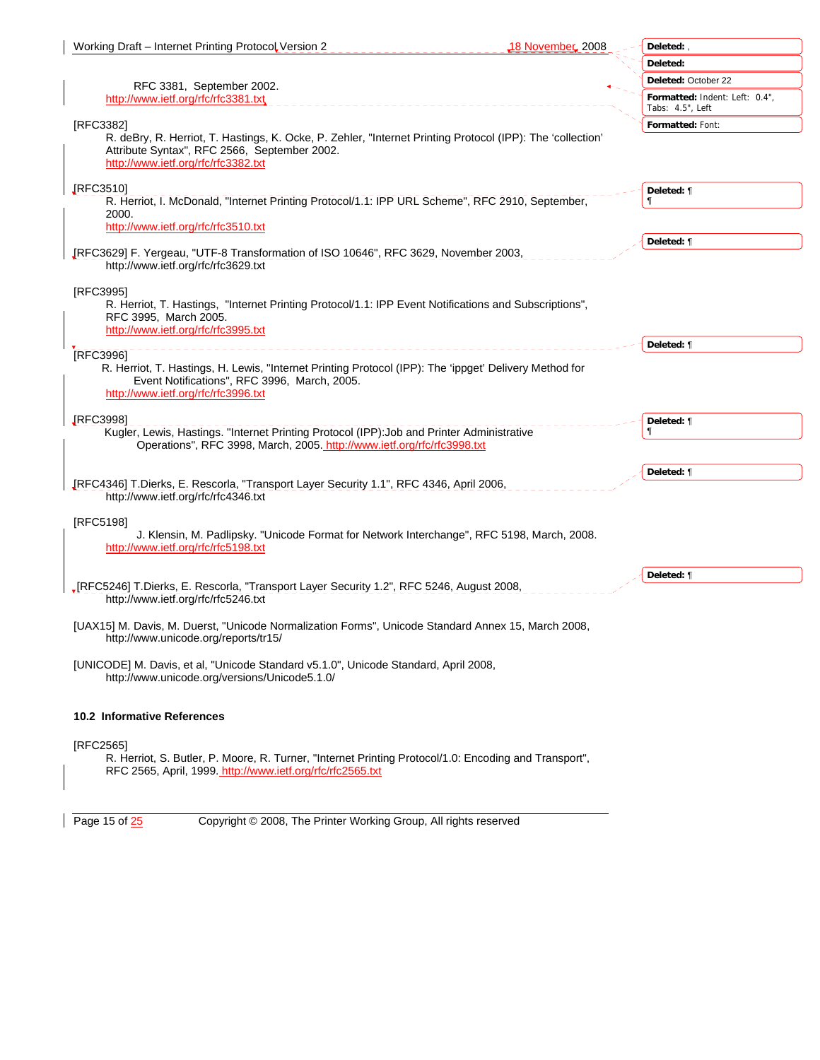RFC 3381, September 2002.
http://www.ietf.org/rfc/rfc3381.txt

[RFC3382]
R. deBry, R. Herriot, T. Hastings, K. Ocke, P. Zehler, "Internet Printing Protocol (IPP): The 'collection' Attribute Syntax", RFC 2566, September 2002.
http://www.ietf.org/rfc/rfc3382.txt

[RFC3510]
R. Herriot, I. McDonald, "Internet Printing Protocol/1.1: IPP URL Scheme", RFC 2910, September, 2000.
http://www.ietf.org/rfc/rfc3510.txt

[RFC3629] F. Yergeau, "UTF-8 Transformation of ISO 10646", RFC 3629, November 2003,
http://www.ietf.org/rfc/rfc3629.txt

[RFC3995]
R. Herriot, T. Hastings, "Internet Printing Protocol/1.1: IPP Event Notifications and Subscriptions", RFC 3995, March 2005.
http://www.ietf.org/rfc/rfc3995.txt

[RFC3996]
R. Herriot, T. Hastings, H. Lewis, "Internet Printing Protocol (IPP): The 'ippget' Delivery Method for Event Notifications", RFC 3996, March, 2005.
http://www.ietf.org/rfc/rfc3996.txt

[RFC3998]
Kugler, Lewis, Hastings. "Internet Printing Protocol (IPP):Job and Printer Administrative Operations", RFC 3998, March, 2005. http://www.ietf.org/rfc/rfc3998.txt

[RFC4346] T.Dierks, E. Rescorla, "Transport Layer Security 1.1", RFC 4346, April 2006,
http://www.ietf.org/rfc/rfc4346.txt

[RFC5198]
J. Klensin, M. Padlipsky. "Unicode Format for Network Interchange", RFC 5198, March, 2008.
http://www.ietf.org/rfc/rfc5198.txt

[RFC5246] T.Dierks, E. Rescorla, "Transport Layer Security 1.2", RFC 5246, August 2008,
http://www.ietf.org/rfc/rfc5246.txt

[UAX15] M. Davis, M. Duerst, "Unicode Normalization Forms", Unicode Standard Annex 15, March 2008,
http://www.unicode.org/reports/tr15/

[UNICODE] M. Davis, et al, "Unicode Standard v5.1.0", Unicode Standard, April 2008,
http://www.unicode.org/versions/Unicode5.1.0/

### 10.2 Informative References

[RFC2565]
R. Herriot, S. Butler, P. Moore, R. Turner, "Internet Printing Protocol/1.0: Encoding and Transport", RFC 2565, April, 1999. http://www.ietf.org/rfc/rfc2565.txt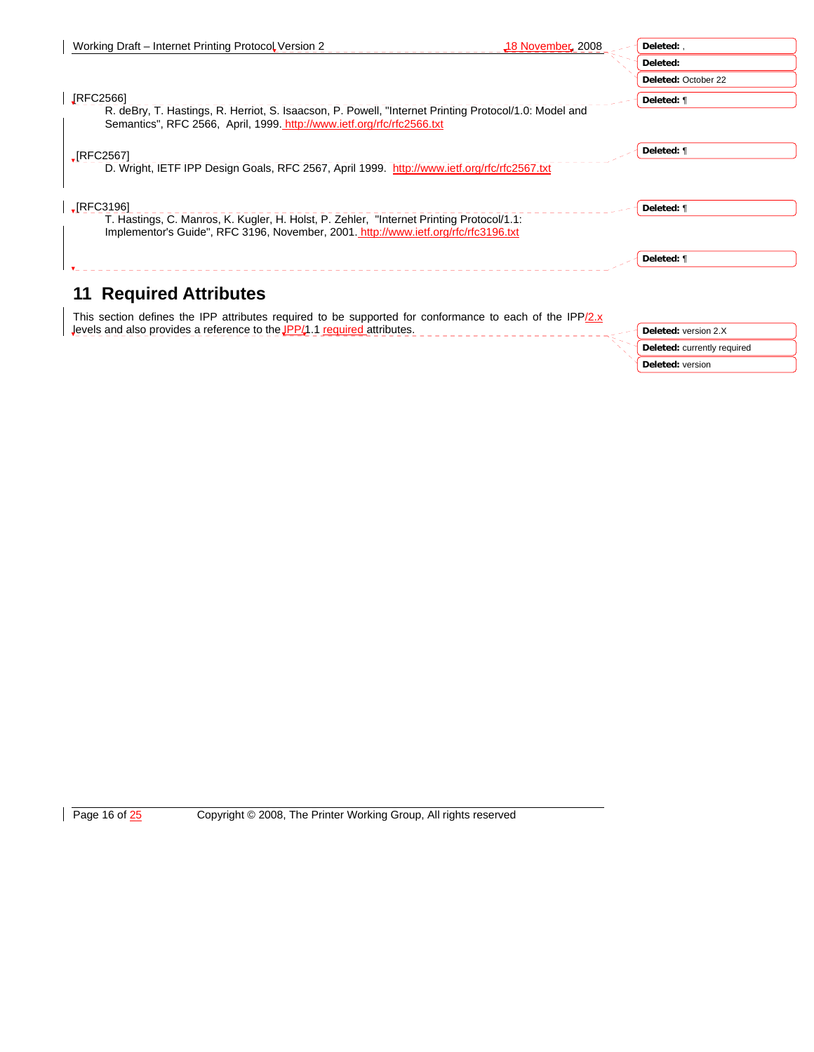[RFC2566]
R. deBry, T. Hastings, R. Herriot, S. Isaacson, P. Powell, "Internet Printing Protocol/1.0: Model and Semantics", RFC 2566, April, 1999. http://www.ietf.org/rfc/rfc2566.txt

[RFC2567]
D. Wright, IETF IPP Design Goals, RFC 2567, April 1999. http://www.ietf.org/rfc/rfc2567.txt

[RFC3196]
T. Hastings, C. Manros, K. Kugler, H. Holst, P. Zehler, "Internet Printing Protocol/1.1: Implementor's Guide", RFC 3196, November, 2001. http://www.ietf.org/rfc/rfc3196.txt

# 11 Required Attributes

This section defines the IPP attributes required to be supported for conformance to each of the IPP/2.x levels and also provides a reference to the IPP/1.1 required attributes.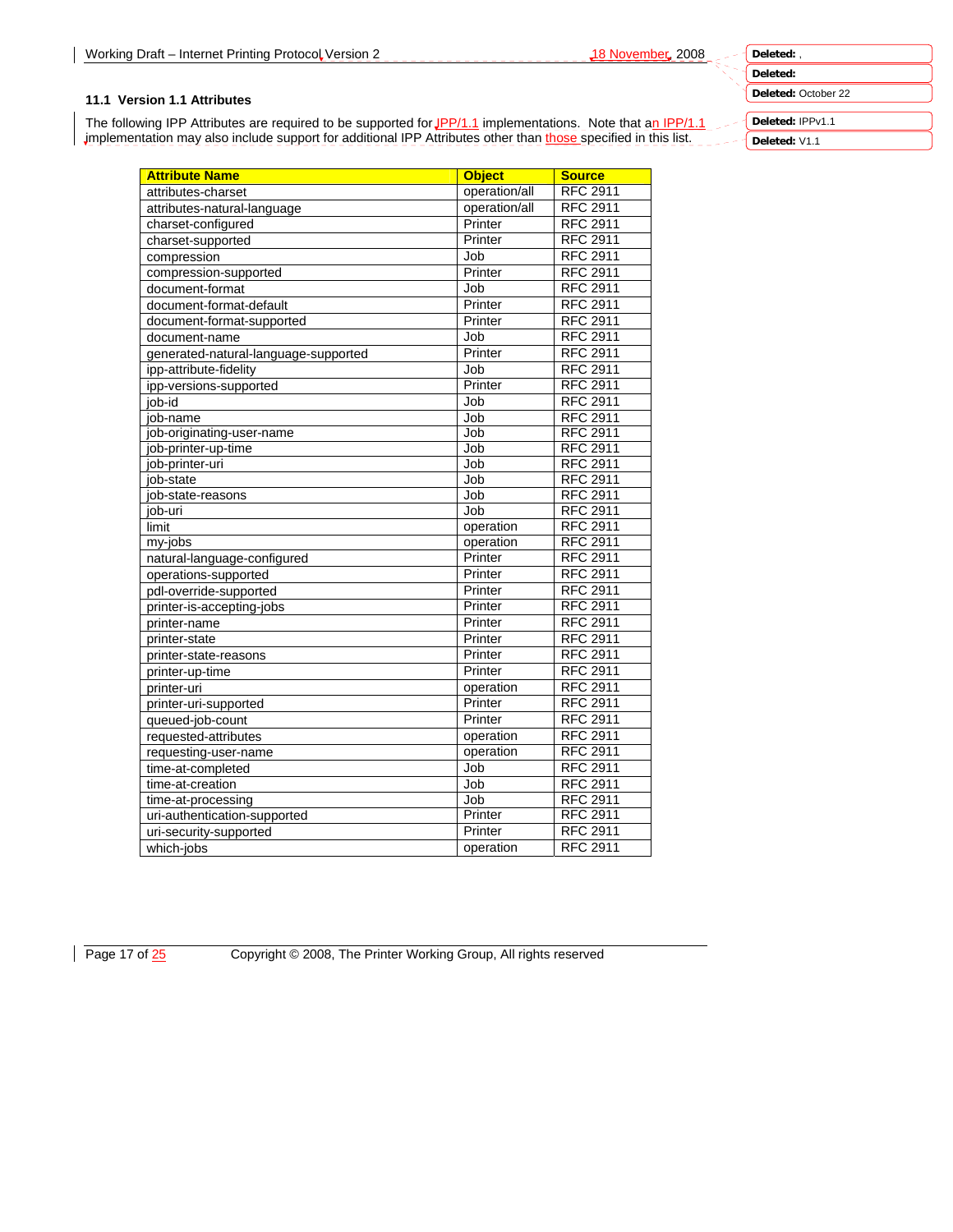### 11.1 Version 1.1 Attributes

The following IPP Attributes are required to be supported for IPP/1.1 implementations. Note that an IPP/1.1 implementation may also include support for additional IPP Attributes other than those specified in this list.

| Attribute Name | Object | Source |
|---|---|---|
| attributes-charset | operation/all | RFC 2911 |
| attributes-natural-language | operation/all | RFC 2911 |
| charset-configured | Printer | RFC 2911 |
| charset-supported | Printer | RFC 2911 |
| compression | Job | RFC 2911 |
| compression-supported | Printer | RFC 2911 |
| document-format | Job | RFC 2911 |
| document-format-default | Printer | RFC 2911 |
| document-format-supported | Printer | RFC 2911 |
| document-name | Job | RFC 2911 |
| generated-natural-language-supported | Printer | RFC 2911 |
| ipp-attribute-fidelity | Job | RFC 2911 |
| ipp-versions-supported | Printer | RFC 2911 |
| job-id | Job | RFC 2911 |
| job-name | Job | RFC 2911 |
| job-originating-user-name | Job | RFC 2911 |
| job-printer-up-time | Job | RFC 2911 |
| job-printer-uri | Job | RFC 2911 |
| job-state | Job | RFC 2911 |
| job-state-reasons | Job | RFC 2911 |
| job-uri | Job | RFC 2911 |
| limit | operation | RFC 2911 |
| my-jobs | operation | RFC 2911 |
| natural-language-configured | Printer | RFC 2911 |
| operations-supported | Printer | RFC 2911 |
| pdl-override-supported | Printer | RFC 2911 |
| printer-is-accepting-jobs | Printer | RFC 2911 |
| printer-name | Printer | RFC 2911 |
| printer-state | Printer | RFC 2911 |
| printer-state-reasons | Printer | RFC 2911 |
| printer-up-time | Printer | RFC 2911 |
| printer-uri | operation | RFC 2911 |
| printer-uri-supported | Printer | RFC 2911 |
| queued-job-count | Printer | RFC 2911 |
| requested-attributes | operation | RFC 2911 |
| requesting-user-name | operation | RFC 2911 |
| time-at-completed | Job | RFC 2911 |
| time-at-creation | Job | RFC 2911 |
| time-at-processing | Job | RFC 2911 |
| uri-authentication-supported | Printer | RFC 2911 |
| uri-security-supported | Printer | RFC 2911 |
| which-jobs | operation | RFC 2911 |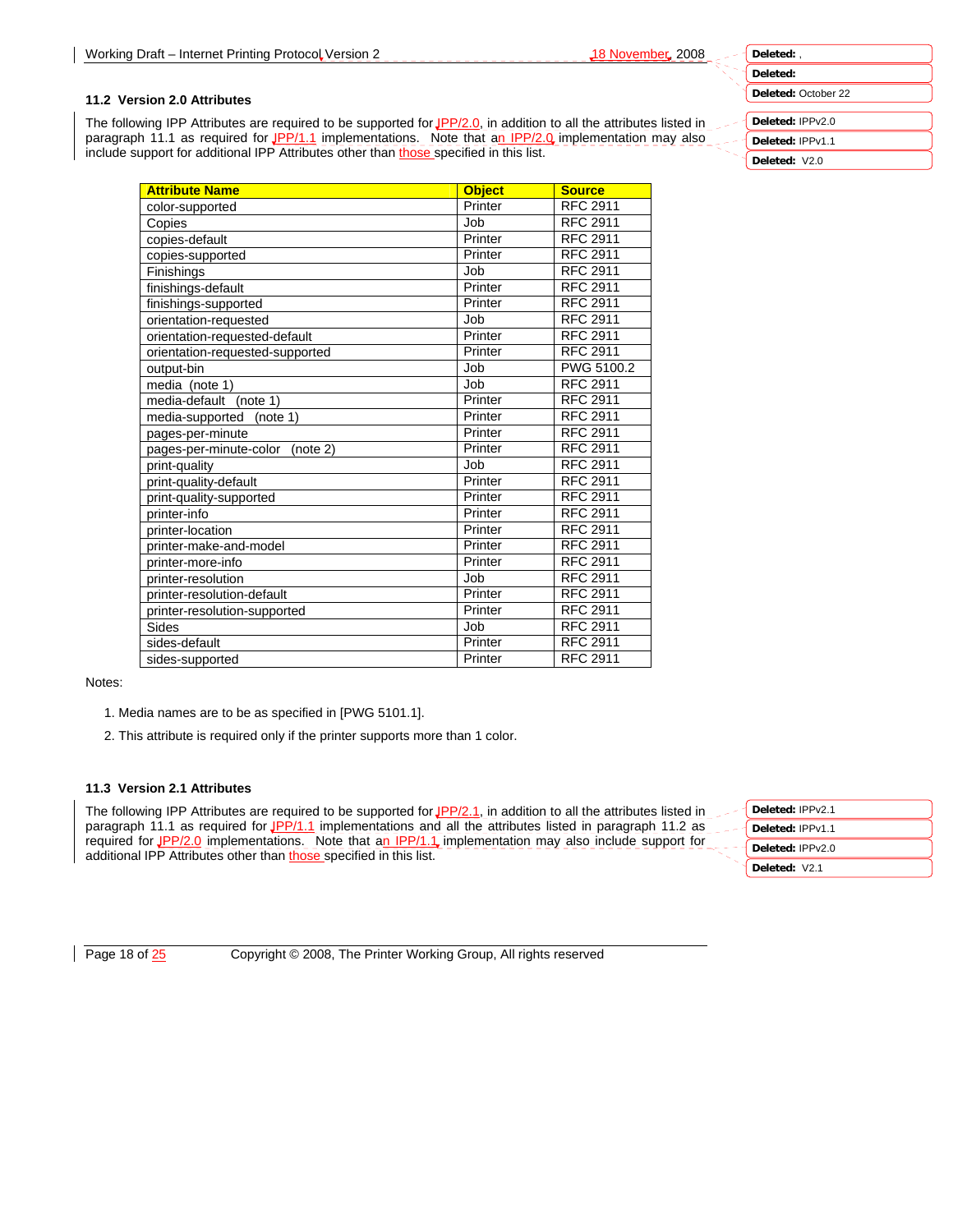### 11.2 Version 2.0 Attributes

The following IPP Attributes are required to be supported for IPP/2.0, in addition to all the attributes listed in paragraph 11.1 as required for IPP/1.1 implementations. Note that an IPP/2.0 implementation may also include support for additional IPP Attributes other than those specified in this list.

| Attribute Name | Object | Source |
|---|---|---|
| color-supported | Printer | RFC 2911 |
| Copies | Job | RFC 2911 |
| copies-default | Printer | RFC 2911 |
| copies-supported | Printer | RFC 2911 |
| Finishings | Job | RFC 2911 |
| finishings-default | Printer | RFC 2911 |
| finishings-supported | Printer | RFC 2911 |
| orientation-requested | Job | RFC 2911 |
| orientation-requested-default | Printer | RFC 2911 |
| orientation-requested-supported | Printer | RFC 2911 |
| output-bin | Job | PWG 5100.2 |
| media (note 1) | Job | RFC 2911 |
| media-default (note 1) | Printer | RFC 2911 |
| media-supported (note 1) | Printer | RFC 2911 |
| pages-per-minute | Printer | RFC 2911 |
| pages-per-minute-color (note 2) | Printer | RFC 2911 |
| print-quality | Job | RFC 2911 |
| print-quality-default | Printer | RFC 2911 |
| print-quality-supported | Printer | RFC 2911 |
| printer-info | Printer | RFC 2911 |
| printer-location | Printer | RFC 2911 |
| printer-make-and-model | Printer | RFC 2911 |
| printer-more-info | Printer | RFC 2911 |
| printer-resolution | Job | RFC 2911 |
| printer-resolution-default | Printer | RFC 2911 |
| printer-resolution-supported | Printer | RFC 2911 |
| Sides | Job | RFC 2911 |
| sides-default | Printer | RFC 2911 |
| sides-supported | Printer | RFC 2911 |

Notes:

1. Media names are to be as specified in [PWG 5101.1].
2. This attribute is required only if the printer supports more than 1 color.

### 11.3 Version 2.1 Attributes

The following IPP Attributes are required to be supported for IPP/2.1, in addition to all the attributes listed in paragraph 11.1 as required for IPP/1.1 implementations and all the attributes listed in paragraph 11.2 as required for IPP/2.0 implementations. Note that an IPP/1.1 implementation may also include support for additional IPP Attributes other than those specified in this list.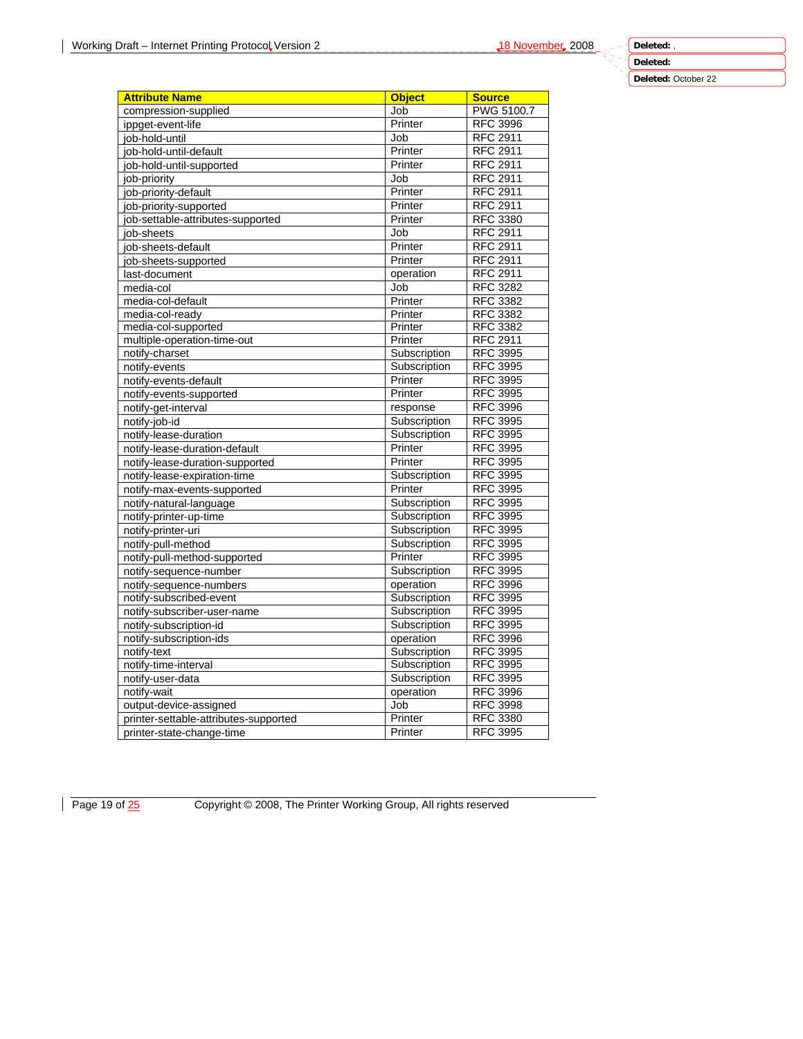| Attribute Name | Object | Source |
|---|---|---|
| compression-supplied | Job | PWG 5100.7 |
| ippget-event-life | Printer | RFC 3996 |
| job-hold-until | Job | RFC 2911 |
| job-hold-until-default | Printer | RFC 2911 |
| job-hold-until-supported | Printer | RFC 2911 |
| job-priority | Job | RFC 2911 |
| job-priority-default | Printer | RFC 2911 |
| job-priority-supported | Printer | RFC 2911 |
| job-settable-attributes-supported | Printer | RFC 3380 |
| job-sheets | Job | RFC 2911 |
| job-sheets-default | Printer | RFC 2911 |
| job-sheets-supported | Printer | RFC 2911 |
| last-document | operation | RFC 2911 |
| media-col | Job | RFC 3282 |
| media-col-default | Printer | RFC 3382 |
| media-col-ready | Printer | RFC 3382 |
| media-col-supported | Printer | RFC 3382 |
| multiple-operation-time-out | Printer | RFC 2911 |
| notify-charset | Subscription | RFC 3995 |
| notify-events | Subscription | RFC 3995 |
| notify-events-default | Printer | RFC 3995 |
| notify-events-supported | Printer | RFC 3995 |
| notify-get-interval | response | RFC 3996 |
| notify-job-id | Subscription | RFC 3995 |
| notify-lease-duration | Subscription | RFC 3995 |
| notify-lease-duration-default | Printer | RFC 3995 |
| notify-lease-duration-supported | Printer | RFC 3995 |
| notify-lease-expiration-time | Subscription | RFC 3995 |
| notify-max-events-supported | Printer | RFC 3995 |
| notify-natural-language | Subscription | RFC 3995 |
| notify-printer-up-time | Subscription | RFC 3995 |
| notify-printer-uri | Subscription | RFC 3995 |
| notify-pull-method | Subscription | RFC 3995 |
| notify-pull-method-supported | Printer | RFC 3995 |
| notify-sequence-number | Subscription | RFC 3995 |
| notify-sequence-numbers | operation | RFC 3996 |
| notify-subscribed-event | Subscription | RFC 3995 |
| notify-subscriber-user-name | Subscription | RFC 3995 |
| notify-subscription-id | Subscription | RFC 3995 |
| notify-subscription-ids | operation | RFC 3996 |
| notify-text | Subscription | RFC 3995 |
| notify-time-interval | Subscription | RFC 3995 |
| notify-user-data | Subscription | RFC 3995 |
| notify-wait | operation | RFC 3996 |
| output-device-assigned | Job | RFC 3998 |
| printer-settable-attributes-supported | Printer | RFC 3380 |
| printer-state-change-time | Printer | RFC 3995 |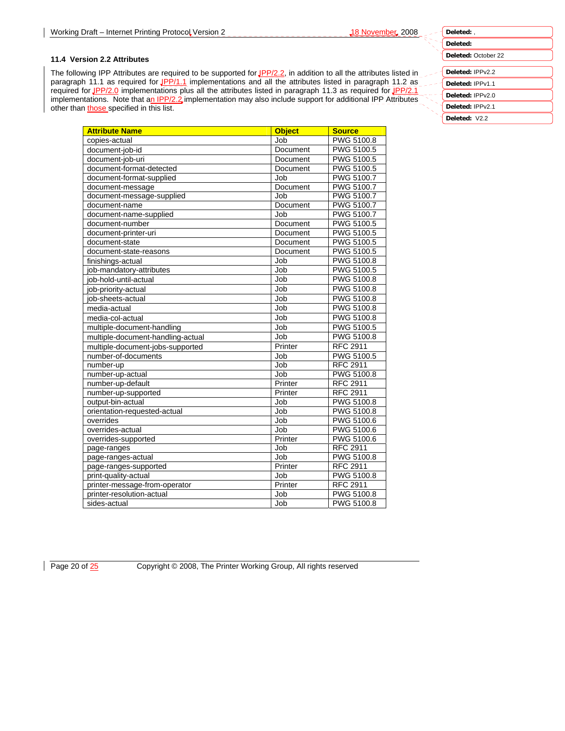## 11.4 Version 2.2 Attributes

The following IPP Attributes are required to be supported for IPP/2.2, in addition to all the attributes listed in paragraph 11.1 as required for IPP/1.1 implementations and all the attributes listed in paragraph 11.2 as required for IPP/2.0 implementations plus all the attributes listed in paragraph 11.3 as required for IPP/2.1 implementations. Note that an IPP/2.2 implementation may also include support for additional IPP Attributes other than those specified in this list.

| Attribute Name | Object | Source |
|---|---|---|
| copies-actual | Job | PWG 5100.8 |
| document-job-id | Document | PWG 5100.5 |
| document-job-uri | Document | PWG 5100.5 |
| document-format-detected | Document | PWG 5100.5 |
| document-format-supplied | Job | PWG 5100.7 |
| document-message | Document | PWG 5100.7 |
| document-message-supplied | Job | PWG 5100.7 |
| document-name | Document | PWG 5100.7 |
| document-name-supplied | Job | PWG 5100.7 |
| document-number | Document | PWG 5100.5 |
| document-printer-uri | Document | PWG 5100.5 |
| document-state | Document | PWG 5100.5 |
| document-state-reasons | Document | PWG 5100.5 |
| finishings-actual | Job | PWG 5100.8 |
| job-mandatory-attributes | Job | PWG 5100.5 |
| job-hold-until-actual | Job | PWG 5100.8 |
| job-priority-actual | Job | PWG 5100.8 |
| job-sheets-actual | Job | PWG 5100.8 |
| media-actual | Job | PWG 5100.8 |
| media-col-actual | Job | PWG 5100.8 |
| multiple-document-handling | Job | PWG 5100.5 |
| multiple-document-handling-actual | Job | PWG 5100.8 |
| multiple-document-jobs-supported | Printer | RFC 2911 |
| number-of-documents | Job | PWG 5100.5 |
| number-up | Job | RFC 2911 |
| number-up-actual | Job | PWG 5100.8 |
| number-up-default | Printer | RFC 2911 |
| number-up-supported | Printer | RFC 2911 |
| output-bin-actual | Job | PWG 5100.8 |
| orientation-requested-actual | Job | PWG 5100.8 |
| overrides | Job | PWG 5100.6 |
| overrides-actual | Job | PWG 5100.6 |
| overrides-supported | Printer | PWG 5100.6 |
| page-ranges | Job | RFC 2911 |
| page-ranges-actual | Job | PWG 5100.8 |
| page-ranges-supported | Printer | RFC 2911 |
| print-quality-actual | Job | PWG 5100.8 |
| printer-message-from-operator | Printer | RFC 2911 |
| printer-resolution-actual | Job | PWG 5100.8 |
| sides-actual | Job | PWG 5100.8 |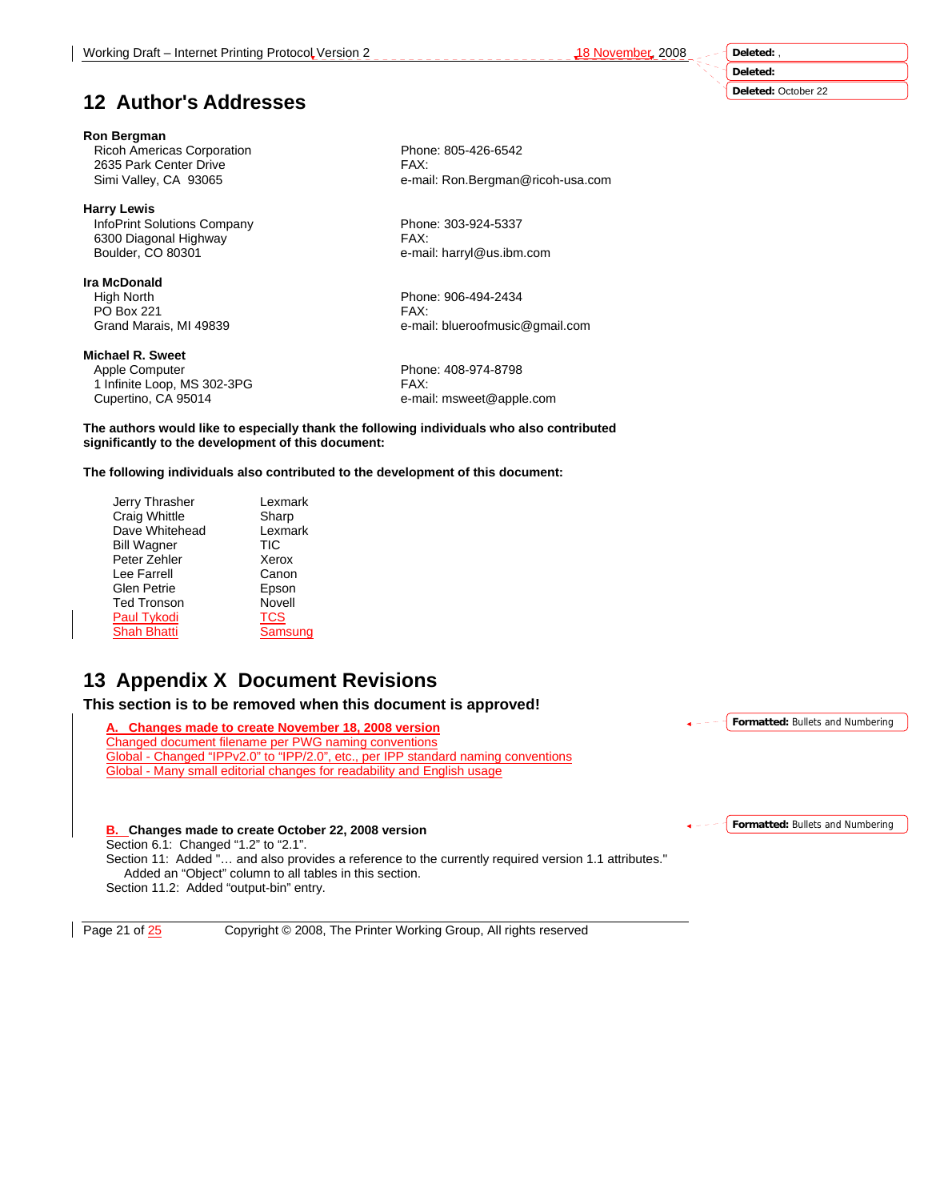# 12 Author's Addresses

| | |
|---|---|
| **Ron Bergman** | |
| Ricoh Americas Corporation | Phone: 805-426-6542 |
| 2635 Park Center Drive | FAX: |
| Simi Valley, CA 93065 | e-mail: Ron.Bergman@ricoh-usa.com |

| | |
|---|---|
| **Harry Lewis** | |
| InfoPrint Solutions Company | Phone: 303-924-5337 |
| 6300 Diagonal Highway | FAX: |
| Boulder, CO 80301 | e-mail: harryl@us.ibm.com |

| | |
|---|---|
| **Ira McDonald** | |
| High North | Phone: 906-494-2434 |
| PO Box 221 | FAX: |
| Grand Marais, MI 49839 | e-mail: blueroofmusic@gmail.com |

| | |
|---|---|
| **Michael R. Sweet** | |
| Apple Computer | Phone: 408-974-8798 |
| 1 Infinite Loop, MS 302-3PG | FAX: |
| Cupertino, CA 95014 | e-mail: msweet@apple.com |

**The authors would like to especially thank the following individuals who also contributed significantly to the development of this document:**

**The following individuals also contributed to the development of this document:**

| | |
|---|---|
| Jerry Thrasher | Lexmark |
| Craig Whittle | Sharp |
| Dave Whitehead | Lexmark |
| Bill Wagner | TIC |
| Peter Zehler | Xerox |
| Lee Farrell | Canon |
| Glen Petrie | Epson |
| Ted Tronson | Novell |
| Paul Tykodi | TCS |
| Shah Bhatti | Samsung |

# 13 Appendix X Document Revisions

**This section is to be removed when this document is approved!**

**A. Changes made to create November 18, 2008 version**

Changed document filename per PWG naming conventions

Global - Changed "IPPv2.0" to "IPP/2.0", etc., per IPP standard naming conventions

Global - Many small editorial changes for readability and English usage

**B. Changes made to create October 22, 2008 version**

Section 6.1: Changed "1.2" to "2.1".

Section 11: Added "… and also provides a reference to the currently required version 1.1 attributes." Added an "Object" column to all tables in this section.

Section 11.2: Added "output-bin" entry.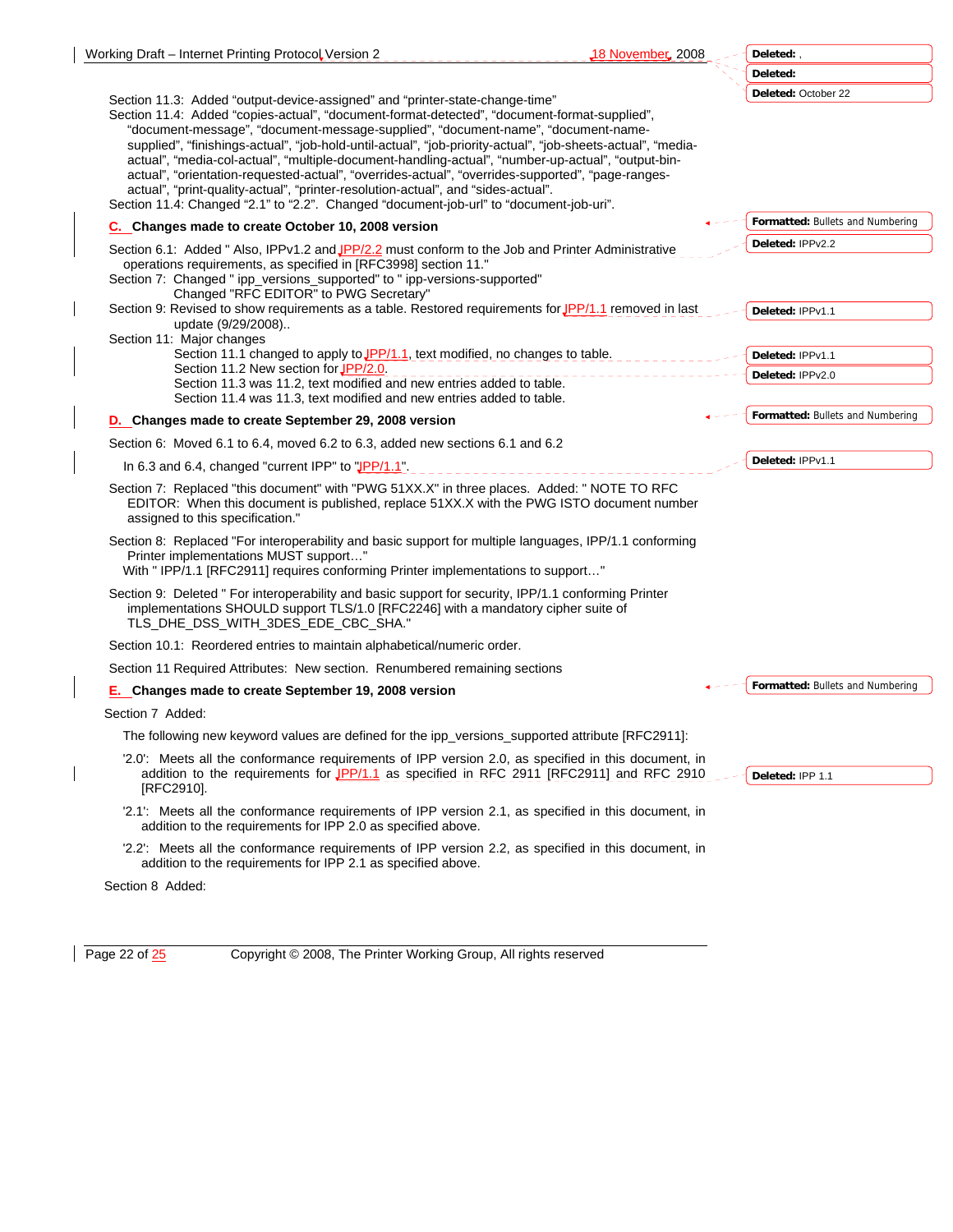Section 11.3: Added “output-device-assigned” and “printer-state-change-time”

Section 11.4: Added “copies-actual”, “document-format-detected”, “document-format-supplied”, “document-message”, “document-message-supplied”, “document-name”, “document-name-supplied”, “finishings-actual”, “job-hold-until-actual”, “job-priority-actual”, “job-sheets-actual”, “media-actual”, “media-col-actual”, “multiple-document-handling-actual”, “number-up-actual”, “output-bin-actual”, “orientation-requested-actual”, “overrides-actual”, “overrides-supported”, “page-ranges-actual”, “print-quality-actual”, “printer-resolution-actual”, and “sides-actual”.

Section 11.4: Changed “2.1” to “2.2”. Changed “document-job-url” to “document-job-uri”.

## C. Changes made to create October 10, 2008 version

Section 6.1: Added " Also, IPPv1.2 and IPP/2.2 must conform to the Job and Printer Administrative operations requirements, as specified in [RFC3998] section 11."

Section 7: Changed " ipp_versions_supported" to " ipp-versions-supported"
Changed "RFC EDITOR" to PWG Secretary"

Section 9: Revised to show requirements as a table. Restored requirements for IPP/1.1 removed in last update (9/29/2008)..

Section 11: Major changes
- Section 11.1 changed to apply to IPP/1.1, text modified, no changes to table.
- Section 11.2 New section for IPP/2.0.
- Section 11.3 was 11.2, text modified and new entries added to table.
- Section 11.4 was 11.3, text modified and new entries added to table.

## D. Changes made to create September 29, 2008 version

Section 6: Moved 6.1 to 6.4, moved 6.2 to 6.3, added new sections 6.1 and 6.2

In 6.3 and 6.4, changed "current IPP" to "IPP/1.1".

Section 7: Replaced "this document" with "PWG 51XX.X" in three places. Added: " NOTE TO RFC EDITOR: When this document is published, replace 51XX.X with the PWG ISTO document number assigned to this specification."

Section 8: Replaced "For interoperability and basic support for multiple languages, IPP/1.1 conforming Printer implementations MUST support…"
With " IPP/1.1 [RFC2911] requires conforming Printer implementations to support…"

Section 9: Deleted " For interoperability and basic support for security, IPP/1.1 conforming Printer implementations SHOULD support TLS/1.0 [RFC2246] with a mandatory cipher suite of TLS_DHE_DSS_WITH_3DES_EDE_CBC_SHA."

Section 10.1: Reordered entries to maintain alphabetical/numeric order.

Section 11 Required Attributes: New section. Renumbered remaining sections

## E. Changes made to create September 19, 2008 version

Section 7 Added:

The following new keyword values are defined for the ipp_versions_supported attribute [RFC2911]:

'2.0': Meets all the conformance requirements of IPP version 2.0, as specified in this document, in addition to the requirements for IPP/1.1 as specified in RFC 2911 [RFC2911] and RFC 2910 [RFC2910].

'2.1': Meets all the conformance requirements of IPP version 2.1, as specified in this document, in addition to the requirements for IPP 2.0 as specified above.

'2.2': Meets all the conformance requirements of IPP version 2.2, as specified in this document, in addition to the requirements for IPP 2.1 as specified above.

Section 8 Added: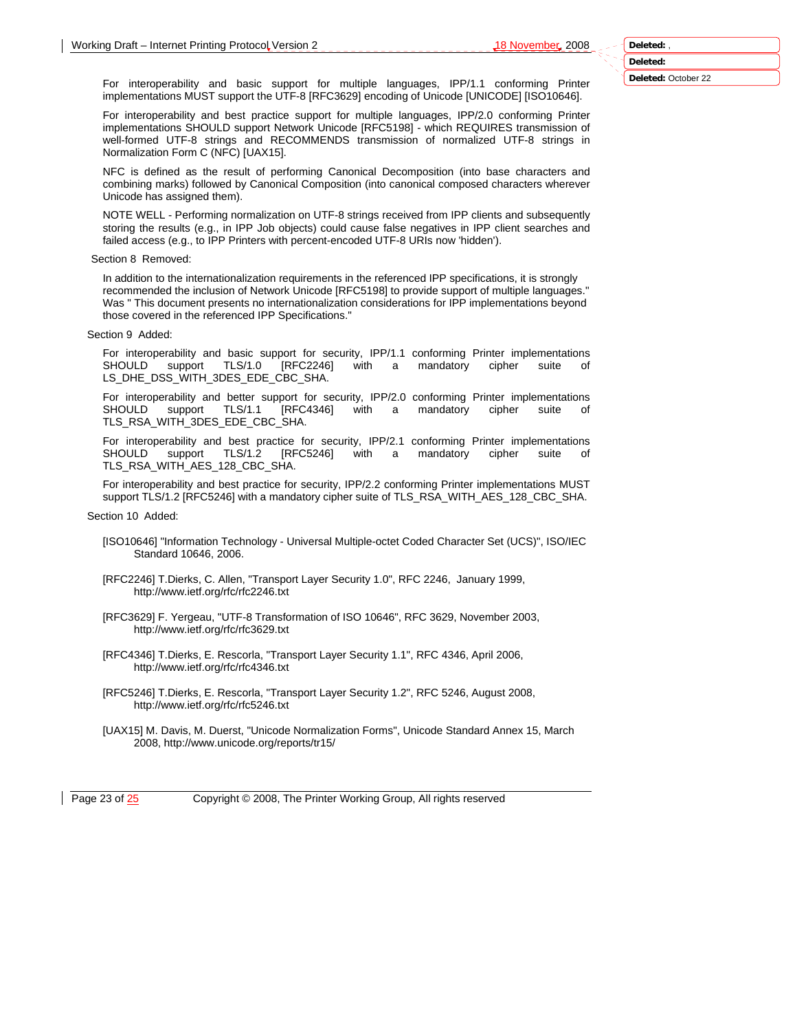For interoperability and basic support for multiple languages, IPP/1.1 conforming Printer implementations MUST support the UTF-8 [RFC3629] encoding of Unicode [UNICODE] [ISO10646].

For interoperability and best practice support for multiple languages, IPP/2.0 conforming Printer implementations SHOULD support Network Unicode [RFC5198] - which REQUIRES transmission of well-formed UTF-8 strings and RECOMMENDS transmission of normalized UTF-8 strings in Normalization Form C (NFC) [UAX15].

NFC is defined as the result of performing Canonical Decomposition (into base characters and combining marks) followed by Canonical Composition (into canonical composed characters wherever Unicode has assigned them).

NOTE WELL - Performing normalization on UTF-8 strings received from IPP clients and subsequently storing the results (e.g., in IPP Job objects) could cause false negatives in IPP client searches and failed access (e.g., to IPP Printers with percent-encoded UTF-8 URIs now 'hidden').

Section 8 Removed:

In addition to the internationalization requirements in the referenced IPP specifications, it is strongly recommended the inclusion of Network Unicode [RFC5198] to provide support of multiple languages." Was " This document presents no internationalization considerations for IPP implementations beyond those covered in the referenced IPP Specifications."

Section 9 Added:

For interoperability and basic support for security, IPP/1.1 conforming Printer implementations SHOULD support TLS/1.0 [RFC2246] with a mandatory cipher suite of LS_DHE_DSS_WITH_3DES_EDE_CBC_SHA.

For interoperability and better support for security, IPP/2.0 conforming Printer implementations SHOULD support TLS/1.1 [RFC4346] with a mandatory cipher suite of TLS_RSA_WITH_3DES_EDE_CBC_SHA.

For interoperability and best practice for security, IPP/2.1 conforming Printer implementations SHOULD support TLS/1.2 [RFC5246] with a mandatory cipher suite of TLS_RSA_WITH_AES_128_CBC_SHA.

For interoperability and best practice for security, IPP/2.2 conforming Printer implementations MUST support TLS/1.2 [RFC5246] with a mandatory cipher suite of TLS_RSA_WITH_AES_128_CBC_SHA.

Section 10 Added:

[ISO10646] "Information Technology - Universal Multiple-octet Coded Character Set (UCS)", ISO/IEC Standard 10646, 2006.

[RFC2246] T.Dierks, C. Allen, "Transport Layer Security 1.0", RFC 2246, January 1999, http://www.ietf.org/rfc/rfc2246.txt

[RFC3629] F. Yergeau, "UTF-8 Transformation of ISO 10646", RFC 3629, November 2003, http://www.ietf.org/rfc/rfc3629.txt

[RFC4346] T.Dierks, E. Rescorla, "Transport Layer Security 1.1", RFC 4346, April 2006, http://www.ietf.org/rfc/rfc4346.txt

[RFC5246] T.Dierks, E. Rescorla, "Transport Layer Security 1.2", RFC 5246, August 2008, http://www.ietf.org/rfc/rfc5246.txt

[UAX15] M. Davis, M. Duerst, "Unicode Normalization Forms", Unicode Standard Annex 15, March 2008, http://www.unicode.org/reports/tr15/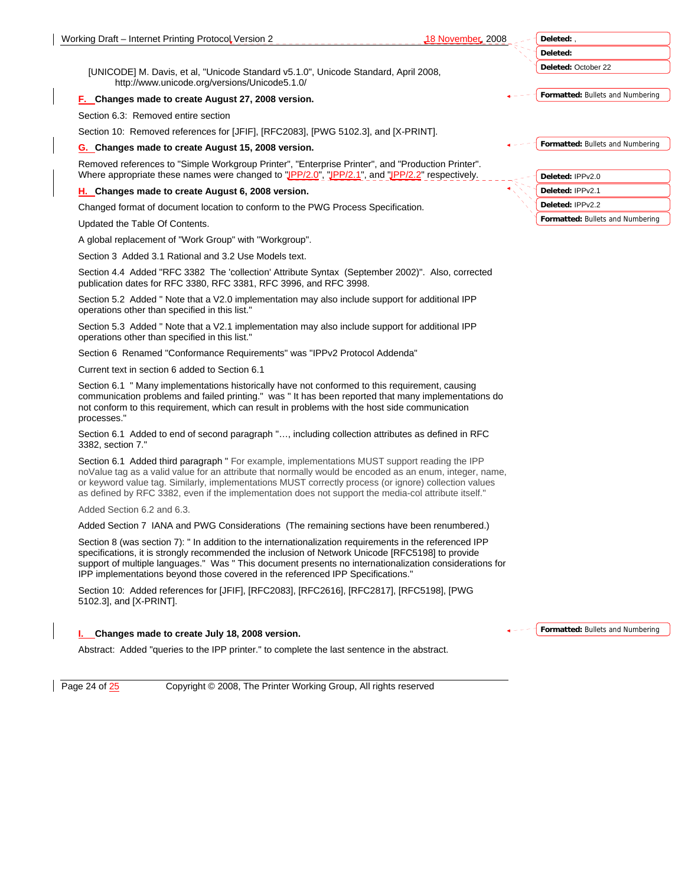[UNICODE] M. Davis, et al, "Unicode Standard v5.1.0", Unicode Standard, April 2008, http://www.unicode.org/versions/Unicode5.1.0/

### F. Changes made to create August 27, 2008 version.

Section 6.3: Removed entire section

Section 10: Removed references for [JFIF], [RFC2083], [PWG 5102.3], and [X-PRINT].

### G. Changes made to create August 15, 2008 version.

Removed references to "Simple Workgroup Printer", "Enterprise Printer", and "Production Printer". Where appropriate these names were changed to "IPP/2.0", "IPP/2.1", and "IPP/2.2" respectively.

### H. Changes made to create August 6, 2008 version.

Changed format of document location to conform to the PWG Process Specification.

Updated the Table Of Contents.

A global replacement of "Work Group" with "Workgroup".

Section 3 Added 3.1 Rational and 3.2 Use Models text.

Section 4.4 Added "RFC 3382 The 'collection' Attribute Syntax (September 2002)". Also, corrected publication dates for RFC 3380, RFC 3381, RFC 3996, and RFC 3998.

Section 5.2 Added " Note that a V2.0 implementation may also include support for additional IPP operations other than specified in this list."

Section 5.3 Added " Note that a V2.1 implementation may also include support for additional IPP operations other than specified in this list."

Section 6 Renamed "Conformance Requirements" was "IPPv2 Protocol Addenda"

Current text in section 6 added to Section 6.1

Section 6.1 " Many implementations historically have not conformed to this requirement, causing communication problems and failed printing." was " It has been reported that many implementations do not conform to this requirement, which can result in problems with the host side communication processes."

Section 6.1 Added to end of second paragraph "…, including collection attributes as defined in RFC 3382, section 7."

Section 6.1 Added third paragraph " For example, implementations MUST support reading the IPP noValue tag as a valid value for an attribute that normally would be encoded as an enum, integer, name, or keyword value tag. Similarly, implementations MUST correctly process (or ignore) collection values as defined by RFC 3382, even if the implementation does not support the media-col attribute itself."

Added Section 6.2 and 6.3.

Added Section 7 IANA and PWG Considerations (The remaining sections have been renumbered.)

Section 8 (was section 7): " In addition to the internationalization requirements in the referenced IPP specifications, it is strongly recommended the inclusion of Network Unicode [RFC5198] to provide support of multiple languages." Was " This document presents no internationalization considerations for IPP implementations beyond those covered in the referenced IPP Specifications."

Section 10: Added references for [JFIF], [RFC2083], [RFC2616], [RFC2817], [RFC5198], [PWG 5102.3], and [X-PRINT].

### I. Changes made to create July 18, 2008 version.

Abstract: Added "queries to the IPP printer." to complete the last sentence in the abstract.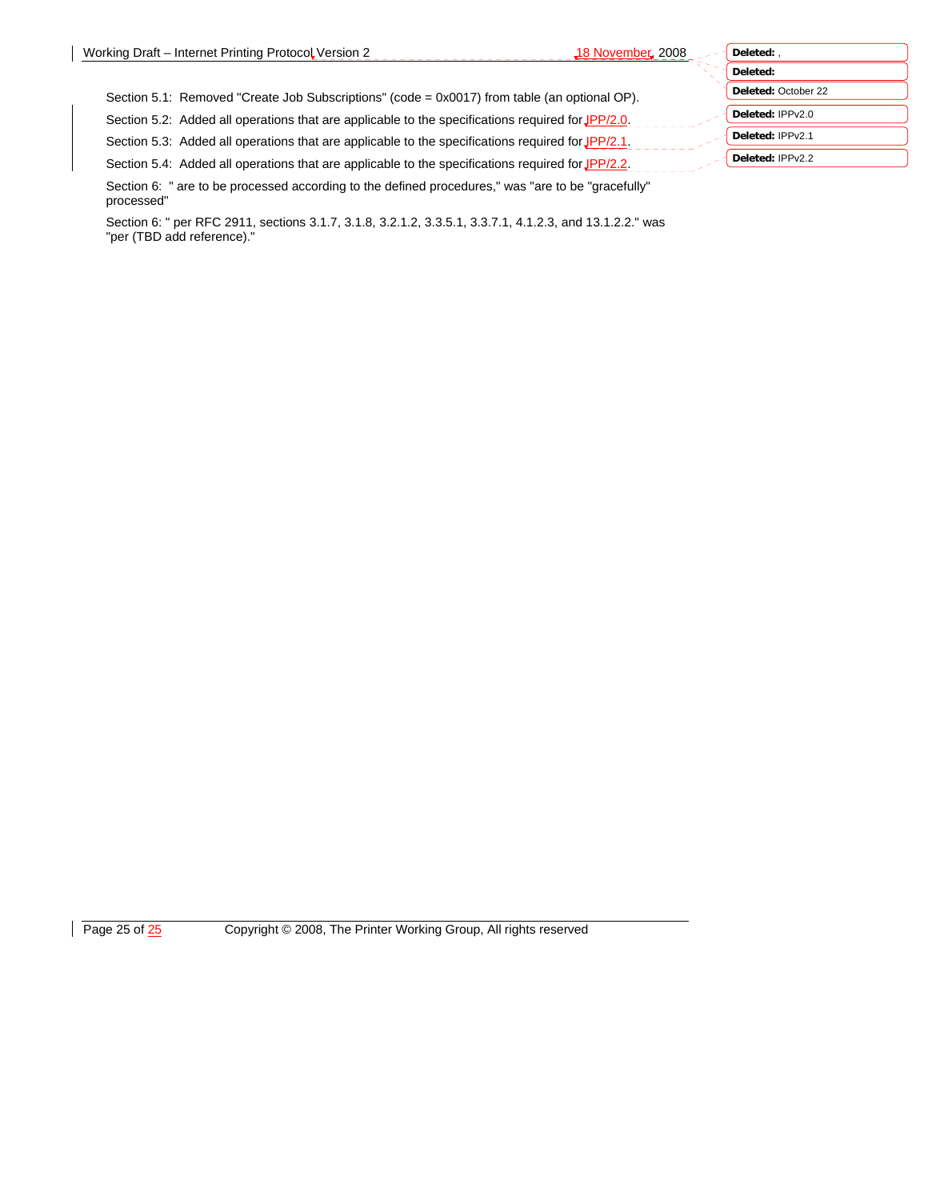Section 5.1: Removed "Create Job Subscriptions" (code = 0x0017) from table (an optional OP).

Section 5.2: Added all operations that are applicable to the specifications required for IPP/2.0.

Section 5.3: Added all operations that are applicable to the specifications required for IPP/2.1.

Section 5.4: Added all operations that are applicable to the specifications required for IPP/2.2.

Section 6: " are to be processed according to the defined procedures," was "are to be "gracefully" processed"

Section 6: " per RFC 2911, sections 3.1.7, 3.1.8, 3.2.1.2, 3.3.5.1, 3.3.7.1, 4.1.2.3, and 13.1.2.2." was "per (TBD add reference)."